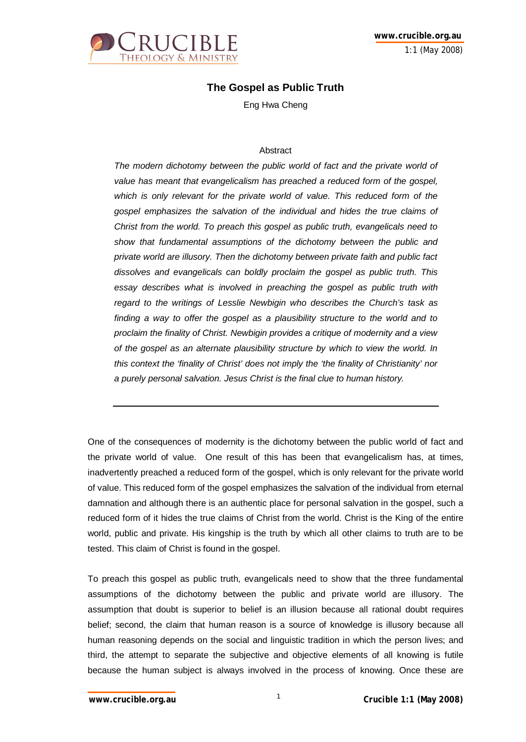# The Gospel as Public Truth

Eng Hwa Cheng

## Abstract

*The modern dichotomy between the public world of fact and the private world of value has meant that evangelicalism has preached a reduced form of the gospel, which is only relevant for the private world of value. This reduced form of the gospel emphasizes the salvation of the individual and hides the true claims of Christ from the world. To preach this gospel as public truth, evangelicals need to show that fundamental assumptions of the dichotomy between the public and private world are illusory. Then the dichotomy between private faith and public fact dissolves and evangelicals can boldly proclaim the gospel as public truth. This essay describes what is involved in preaching the gospel as public truth with regard to the writings of Lesslie Newbigin who describes the Church's task as finding a way to offer the gospel as a plausibility structure to the world and to proclaim the finality of Christ. Newbigin provides a critique of modernity and a view of the gospel as an alternate plausibility structure by which to view the world. In this context the 'finality of Christ' does not imply the 'the finality of Christianity' nor a purely personal salvation. Jesus Christ is the final clue to human history.*

---

One of the consequences of modernity is the dichotomy between the public world of fact and the private world of value. One result of this has been that evangelicalism has, at times, inadvertently preached a reduced form of the gospel, which is only relevant for the private world of value. This reduced form of the gospel emphasizes the salvation of the individual from eternal damnation and although there is an authentic place for personal salvation in the gospel, such a reduced form of it hides the true claims of Christ from the world. Christ is the King of the entire world, public and private. His kingship is the truth by which all other claims to truth are to be tested. This claim of Christ is found in the gospel.

To preach this gospel as public truth, evangelicals need to show that the three fundamental assumptions of the dichotomy between the public and private world are illusory. The assumption that doubt is superior to belief is an illusion because all rational doubt requires belief; second, the claim that human reason is a source of knowledge is illusory because all human reasoning depends on the social and linguistic tradition in which the person lives; and third, the attempt to separate the subjective and objective elements of all knowing is futile because the human subject is always involved in the process of knowing. Once these are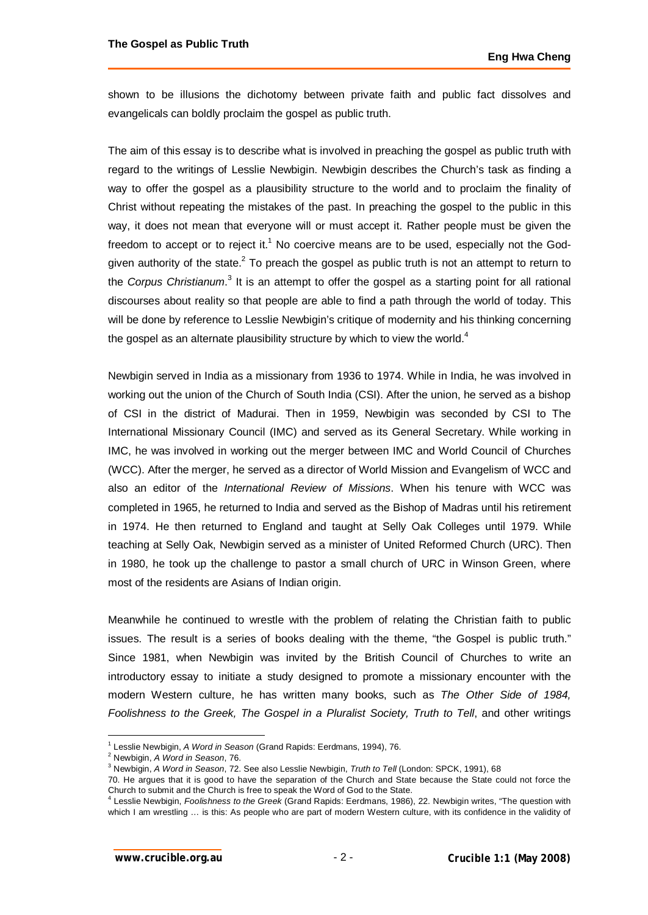shown to be illusions the dichotomy between private faith and public fact dissolves and evangelicals can boldly proclaim the gospel as public truth.

The aim of this essay is to describe what is involved in preaching the gospel as public truth with regard to the writings of Lesslie Newbigin. Newbigin describes the Church's task as finding a way to offer the gospel as a plausibility structure to the world and to proclaim the finality of Christ without repeating the mistakes of the past. In preaching the gospel to the public in this way, it does not mean that everyone will or must accept it. Rather people must be given the freedom to accept or to reject it.[1] No coercive means are to be used, especially not the God-given authority of the state.[2] To preach the gospel as public truth is not an attempt to return to the *Corpus Christianum*.[3] It is an attempt to offer the gospel as a starting point for all rational discourses about reality so that people are able to find a path through the world of today. This will be done by reference to Lesslie Newbigin's critique of modernity and his thinking concerning the gospel as an alternate plausibility structure by which to view the world.[4]

Newbigin served in India as a missionary from 1936 to 1974. While in India, he was involved in working out the union of the Church of South India (CSI). After the union, he served as a bishop of CSI in the district of Madurai. Then in 1959, Newbigin was seconded by CSI to The International Missionary Council (IMC) and served as its General Secretary. While working in IMC, he was involved in working out the merger between IMC and World Council of Churches (WCC). After the merger, he served as a director of World Mission and Evangelism of WCC and also an editor of the *International Review of Missions*. When his tenure with WCC was completed in 1965, he returned to India and served as the Bishop of Madras until his retirement in 1974. He then returned to England and taught at Selly Oak Colleges until 1979. While teaching at Selly Oak, Newbigin served as a minister of United Reformed Church (URC). Then in 1980, he took up the challenge to pastor a small church of URC in Winson Green, where most of the residents are Asians of Indian origin.

Meanwhile he continued to wrestle with the problem of relating the Christian faith to public issues. The result is a series of books dealing with the theme, "the Gospel is public truth." Since 1981, when Newbigin was invited by the British Council of Churches to write an introductory essay to initiate a study designed to promote a missionary encounter with the modern Western culture, he has written many books, such as *The Other Side of 1984, Foolishness to the Greek, The Gospel in a Pluralist Society, Truth to Tell*, and other writings

---

[1] Lesslie Newbigin, *A Word in Season* (Grand Rapids: Eerdmans, 1994), 76.

[2] Newbigin, *A Word in Season*, 76.

[3] Newbigin, *A Word in Season*, 72. See also Lesslie Newbigin, *Truth to Tell* (London: SPCK, 1991), 68 70. He argues that it is good to have the separation of the Church and State because the State could not force the Church to submit and the Church is free to speak the Word of God to the State.

[4] Lesslie Newbigin, *Foolishness to the Greek* (Grand Rapids: Eerdmans, 1986), 22. Newbigin writes, "The question with which I am wrestling … is this: As people who are part of modern Western culture, with its confidence in the validity of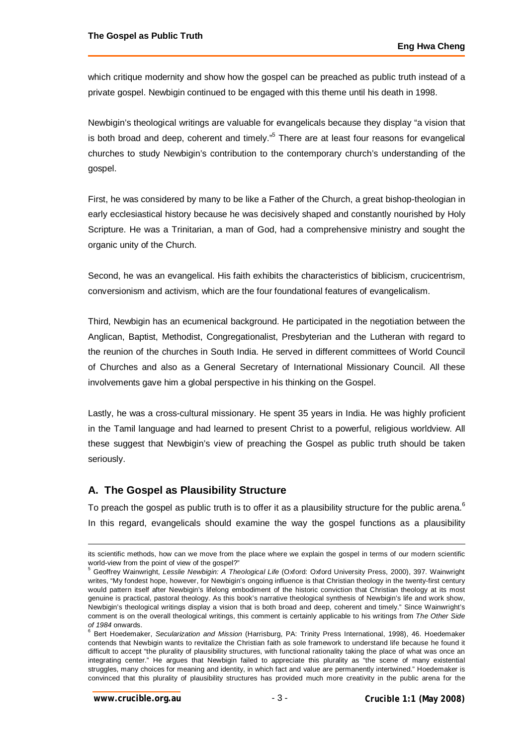which critique modernity and show how the gospel can be preached as public truth instead of a private gospel. Newbigin continued to be engaged with this theme until his death in 1998.

Newbigin's theological writings are valuable for evangelicals because they display "a vision that is both broad and deep, coherent and timely."[5] There are at least four reasons for evangelical churches to study Newbigin's contribution to the contemporary church's understanding of the gospel.

First, he was considered by many to be like a Father of the Church, a great bishop-theologian in early ecclesiastical history because he was decisively shaped and constantly nourished by Holy Scripture. He was a Trinitarian, a man of God, had a comprehensive ministry and sought the organic unity of the Church.

Second, he was an evangelical. His faith exhibits the characteristics of biblicism, crucicentrism, conversionism and activism, which are the four foundational features of evangelicalism.

Third, Newbigin has an ecumenical background. He participated in the negotiation between the Anglican, Baptist, Methodist, Congregationalist, Presbyterian and the Lutheran with regard to the reunion of the churches in South India. He served in different committees of World Council of Churches and also as a General Secretary of International Missionary Council. All these involvements gave him a global perspective in his thinking on the Gospel.

Lastly, he was a cross-cultural missionary. He spent 35 years in India. He was highly proficient in the Tamil language and had learned to present Christ to a powerful, religious worldview. All these suggest that Newbigin's view of preaching the Gospel as public truth should be taken seriously.

## A. The Gospel as Plausibility Structure

To preach the gospel as public truth is to offer it as a plausibility structure for the public arena.[6] In this regard, evangelicals should examine the way the gospel functions as a plausibility

---

its scientific methods, how can we move from the place where we explain the gospel in terms of our modern scientific world-view from the point of view of the gospel?"

[5] Geoffrey Wainwright, *Lesslie Newbigin: A Theological Life* (Oxford: Oxford University Press, 2000), 397. Wainwright writes, "My fondest hope, however, for Newbigin's ongoing influence is that Christian theology in the twenty-first century would pattern itself after Newbigin's lifelong embodiment of the historic conviction that Christian theology at its most genuine is practical, pastoral theology. As this book's narrative theological synthesis of Newbigin's life and work show, Newbigin's theological writings display a vision that is both broad and deep, coherent and timely." Since Wainwright's comment is on the overall theological writings, this comment is certainly applicable to his writings from *The Other Side of 1984* onwards.

[6] Bert Hoedemaker, *Secularization and Mission* (Harrisburg, PA: Trinity Press International, 1998), 46. Hoedemaker contends that Newbigin wants to revitalize the Christian faith as sole framework to understand life because he found it difficult to accept "the plurality of plausibility structures, with functional rationality taking the place of what was once an integrating center." He argues that Newbigin failed to appreciate this plurality as "the scene of many existential struggles, many choices for meaning and identity, in which fact and value are permanently intertwined." Hoedemaker is convinced that this plurality of plausibility structures has provided much more creativity in the public arena for the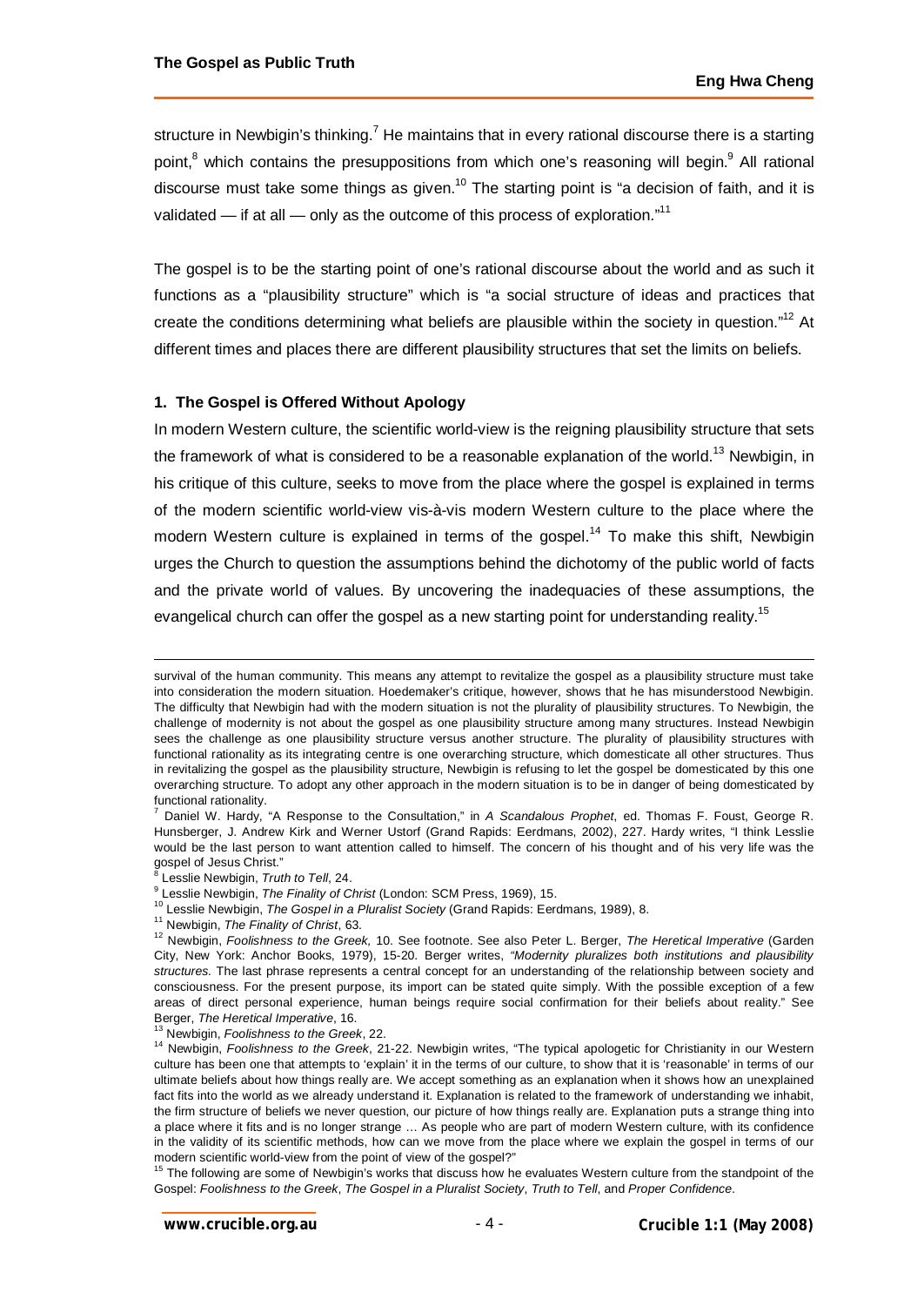structure in Newbigin's thinking.[7] He maintains that in every rational discourse there is a starting point,[8] which contains the presuppositions from which one's reasoning will begin.[9] All rational discourse must take some things as given.[10] The starting point is "a decision of faith, and it is validated — if at all — only as the outcome of this process of exploration."[11]

The gospel is to be the starting point of one's rational discourse about the world and as such it functions as a "plausibility structure" which is "a social structure of ideas and practices that create the conditions determining what beliefs are plausible within the society in question."[12] At different times and places there are different plausibility structures that set the limits on beliefs.

### 1. The Gospel is Offered Without Apology

In modern Western culture, the scientific world-view is the reigning plausibility structure that sets the framework of what is considered to be a reasonable explanation of the world.[13] Newbigin, in his critique of this culture, seeks to move from the place where the gospel is explained in terms of the modern scientific world-view vis-à-vis modern Western culture to the place where the modern Western culture is explained in terms of the gospel.[14] To make this shift, Newbigin urges the Church to question the assumptions behind the dichotomy of the public world of facts and the private world of values. By uncovering the inadequacies of these assumptions, the evangelical church can offer the gospel as a new starting point for understanding reality.[15]

---

survival of the human community. This means any attempt to revitalize the gospel as a plausibility structure must take into consideration the modern situation. Hoedemaker's critique, however, shows that he has misunderstood Newbigin. The difficulty that Newbigin had with the modern situation is not the plurality of plausibility structures. To Newbigin, the challenge of modernity is not about the gospel as one plausibility structure among many structures. Instead Newbigin sees the challenge as one plausibility structure versus another structure. The plurality of plausibility structures with functional rationality as its integrating centre is one overarching structure, which domesticate all other structures. Thus in revitalizing the gospel as the plausibility structure, Newbigin is refusing to let the gospel be domesticated by this one overarching structure. To adopt any other approach in the modern situation is to be in danger of being domesticated by functional rationality.

[7] Daniel W. Hardy, "A Response to the Consultation," in *A Scandalous Prophet*, ed. Thomas F. Foust, George R. Hunsberger, J. Andrew Kirk and Werner Ustorf (Grand Rapids: Eerdmans, 2002), 227. Hardy writes, "I think Lesslie would be the last person to want attention called to himself. The concern of his thought and of his very life was the gospel of Jesus Christ."

[8] Lesslie Newbigin, *Truth to Tell*, 24.

[9] Lesslie Newbigin, *The Finality of Christ* (London: SCM Press, 1969), 15.

[10] Lesslie Newbigin, *The Gospel in a Pluralist Society* (Grand Rapids: Eerdmans, 1989), 8.

[11] Newbigin, *The Finality of Christ*, 63.

[12] Newbigin, *Foolishness to the Greek,* 10. See footnote. See also Peter L. Berger, *The Heretical Imperative* (Garden City, New York: Anchor Books, 1979), 15-20. Berger writes, *"Modernity pluralizes both institutions and plausibility structures.* The last phrase represents a central concept for an understanding of the relationship between society and consciousness. For the present purpose, its import can be stated quite simply. With the possible exception of a few areas of direct personal experience, human beings require social confirmation for their beliefs about reality." See Berger, *The Heretical Imperative*, 16.

[13] Newbigin, *Foolishness to the Greek*, 22.

[14] Newbigin, *Foolishness to the Greek*, 21-22. Newbigin writes, "The typical apologetic for Christianity in our Western culture has been one that attempts to 'explain' it in the terms of our culture, to show that it is 'reasonable' in terms of our ultimate beliefs about how things really are. We accept something as an explanation when it shows how an unexplained fact fits into the world as we already understand it. Explanation is related to the framework of understanding we inhabit, the firm structure of beliefs we never question, our picture of how things really are. Explanation puts a strange thing into a place where it fits and is no longer strange … As people who are part of modern Western culture, with its confidence in the validity of its scientific methods, how can we move from the place where we explain the gospel in terms of our modern scientific world-view from the point of view of the gospel?"

[15] The following are some of Newbigin's works that discuss how he evaluates Western culture from the standpoint of the Gospel: *Foolishness to the Greek*, *The Gospel in a Pluralist Society*, *Truth to Tell*, and *Proper Confidence*.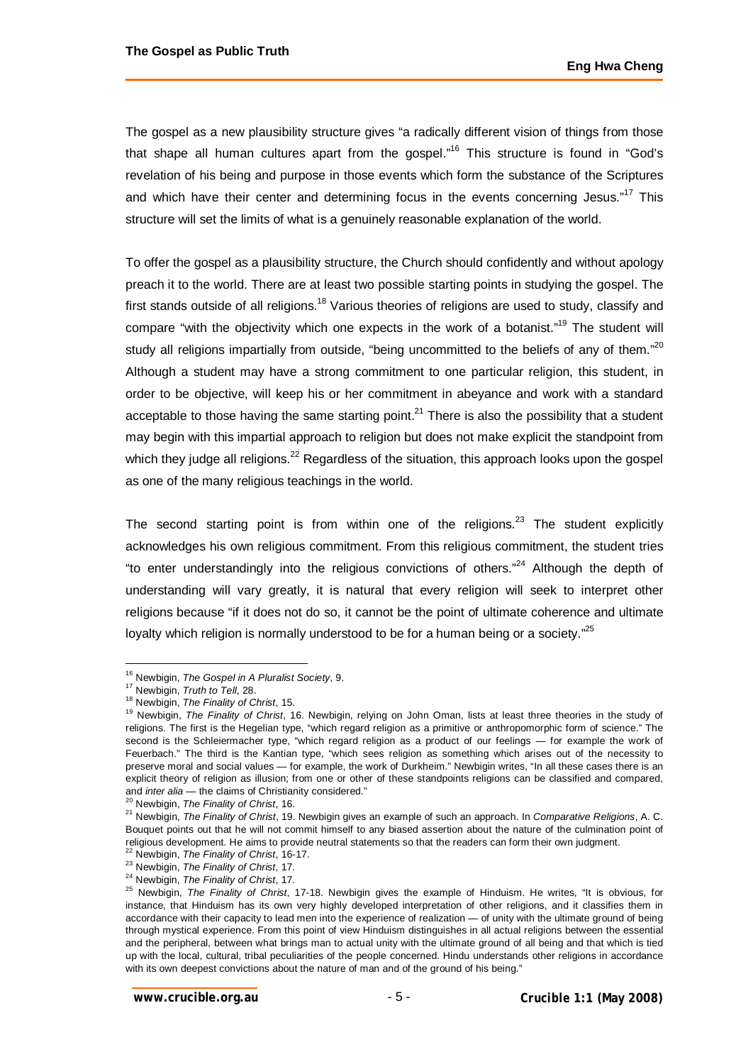The gospel as a new plausibility structure gives "a radically different vision of things from those that shape all human cultures apart from the gospel."[16] This structure is found in "God's revelation of his being and purpose in those events which form the substance of the Scriptures and which have their center and determining focus in the events concerning Jesus."[17] This structure will set the limits of what is a genuinely reasonable explanation of the world.

To offer the gospel as a plausibility structure, the Church should confidently and without apology preach it to the world. There are at least two possible starting points in studying the gospel. The first stands outside of all religions.[18] Various theories of religions are used to study, classify and compare "with the objectivity which one expects in the work of a botanist."[19] The student will study all religions impartially from outside, "being uncommitted to the beliefs of any of them."[20] Although a student may have a strong commitment to one particular religion, this student, in order to be objective, will keep his or her commitment in abeyance and work with a standard acceptable to those having the same starting point.[21] There is also the possibility that a student may begin with this impartial approach to religion but does not make explicit the standpoint from which they judge all religions.[22] Regardless of the situation, this approach looks upon the gospel as one of the many religious teachings in the world.

The second starting point is from within one of the religions.[23] The student explicitly acknowledges his own religious commitment. From this religious commitment, the student tries "to enter understandingly into the religious convictions of others."[24] Although the depth of understanding will vary greatly, it is natural that every religion will seek to interpret other religions because "if it does not do so, it cannot be the point of ultimate coherence and ultimate loyalty which religion is normally understood to be for a human being or a society."[25]

---

[16] Newbigin, *The Gospel in A Pluralist Society*, 9.

[17] Newbigin, *Truth to Tell*, 28.

[18] Newbigin, *The Finality of Christ*, 15.

[19] Newbigin, *The Finality of Christ*, 16. Newbigin, relying on John Oman, lists at least three theories in the study of religions. The first is the Hegelian type, "which regard religion as a primitive or anthropomorphic form of science." The second is the Schleiermacher type, "which regard religion as a product of our feelings — for example the work of Feuerbach." The third is the Kantian type, "which sees religion as something which arises out of the necessity to preserve moral and social values — for example, the work of Durkheim." Newbigin writes, "In all these cases there is an explicit theory of religion as illusion; from one or other of these standpoints religions can be classified and compared, and *inter alia* — the claims of Christianity considered."

[20] Newbigin, *The Finality of Christ*, 16.

[21] Newbigin, *The Finality of Christ*, 19. Newbigin gives an example of such an approach. In *Comparative Religions*, A. C. Bouquet points out that he will not commit himself to any biased assertion about the nature of the culmination point of religious development. He aims to provide neutral statements so that the readers can form their own judgment.

[22] Newbigin, *The Finality of Christ*, 16-17.

[23] Newbigin, *The Finality of Christ*, 17.

[24] Newbigin, *The Finality of Christ*, 17.

[25] Newbigin, *The Finality of Christ*, 17-18. Newbigin gives the example of Hinduism. He writes, "It is obvious, for instance, that Hinduism has its own very highly developed interpretation of other religions, and it classifies them in accordance with their capacity to lead men into the experience of realization — of unity with the ultimate ground of being through mystical experience. From this point of view Hinduism distinguishes in all actual religions between the essential and the peripheral, between what brings man to actual unity with the ultimate ground of all being and that which is tied up with the local, cultural, tribal peculiarities of the people concerned. Hindu understands other religions in accordance with its own deepest convictions about the nature of man and of the ground of his being."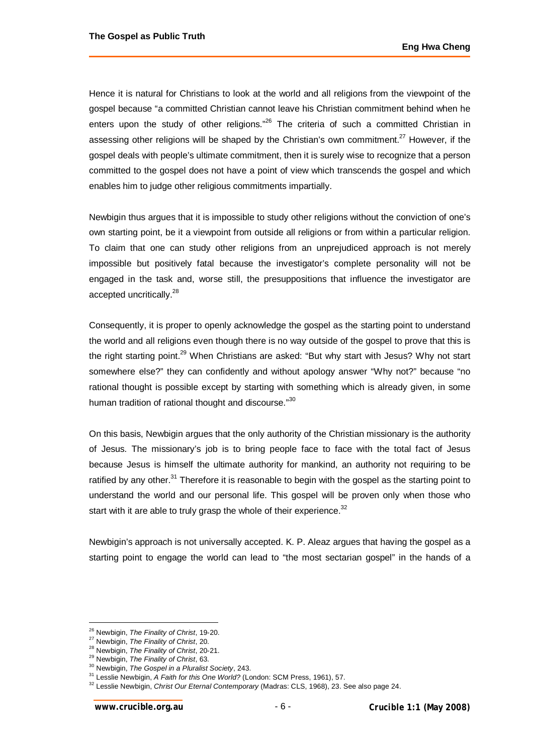Hence it is natural for Christians to look at the world and all religions from the viewpoint of the gospel because "a committed Christian cannot leave his Christian commitment behind when he enters upon the study of other religions."[26] The criteria of such a committed Christian in assessing other religions will be shaped by the Christian's own commitment.[27] However, if the gospel deals with people's ultimate commitment, then it is surely wise to recognize that a person committed to the gospel does not have a point of view which transcends the gospel and which enables him to judge other religious commitments impartially.

Newbigin thus argues that it is impossible to study other religions without the conviction of one's own starting point, be it a viewpoint from outside all religions or from within a particular religion. To claim that one can study other religions from an unprejudiced approach is not merely impossible but positively fatal because the investigator's complete personality will not be engaged in the task and, worse still, the presuppositions that influence the investigator are accepted uncritically.[28]

Consequently, it is proper to openly acknowledge the gospel as the starting point to understand the world and all religions even though there is no way outside of the gospel to prove that this is the right starting point.[29] When Christians are asked: "But why start with Jesus? Why not start somewhere else?" they can confidently and without apology answer "Why not?" because "no rational thought is possible except by starting with something which is already given, in some human tradition of rational thought and discourse."[30]

On this basis, Newbigin argues that the only authority of the Christian missionary is the authority of Jesus. The missionary's job is to bring people face to face with the total fact of Jesus because Jesus is himself the ultimate authority for mankind, an authority not requiring to be ratified by any other.[31] Therefore it is reasonable to begin with the gospel as the starting point to understand the world and our personal life. This gospel will be proven only when those who start with it are able to truly grasp the whole of their experience.[32]

Newbigin's approach is not universally accepted. K. P. Aleaz argues that having the gospel as a starting point to engage the world can lead to "the most sectarian gospel" in the hands of a

---

[26] Newbigin, *The Finality of Christ*, 19-20.
[27] Newbigin, *The Finality of Christ*, 20.
[28] Newbigin, *The Finality of Christ*, 20-21.
[29] Newbigin, *The Finality of Christ*, 63.
[30] Newbigin, *The Gospel in a Pluralist Society*, 243.
[31] Lesslie Newbigin, *A Faith for this One World?* (London: SCM Press, 1961), 57.
[32] Lesslie Newbigin, *Christ Our Eternal Contemporary* (Madras: CLS, 1968), 23. See also page 24.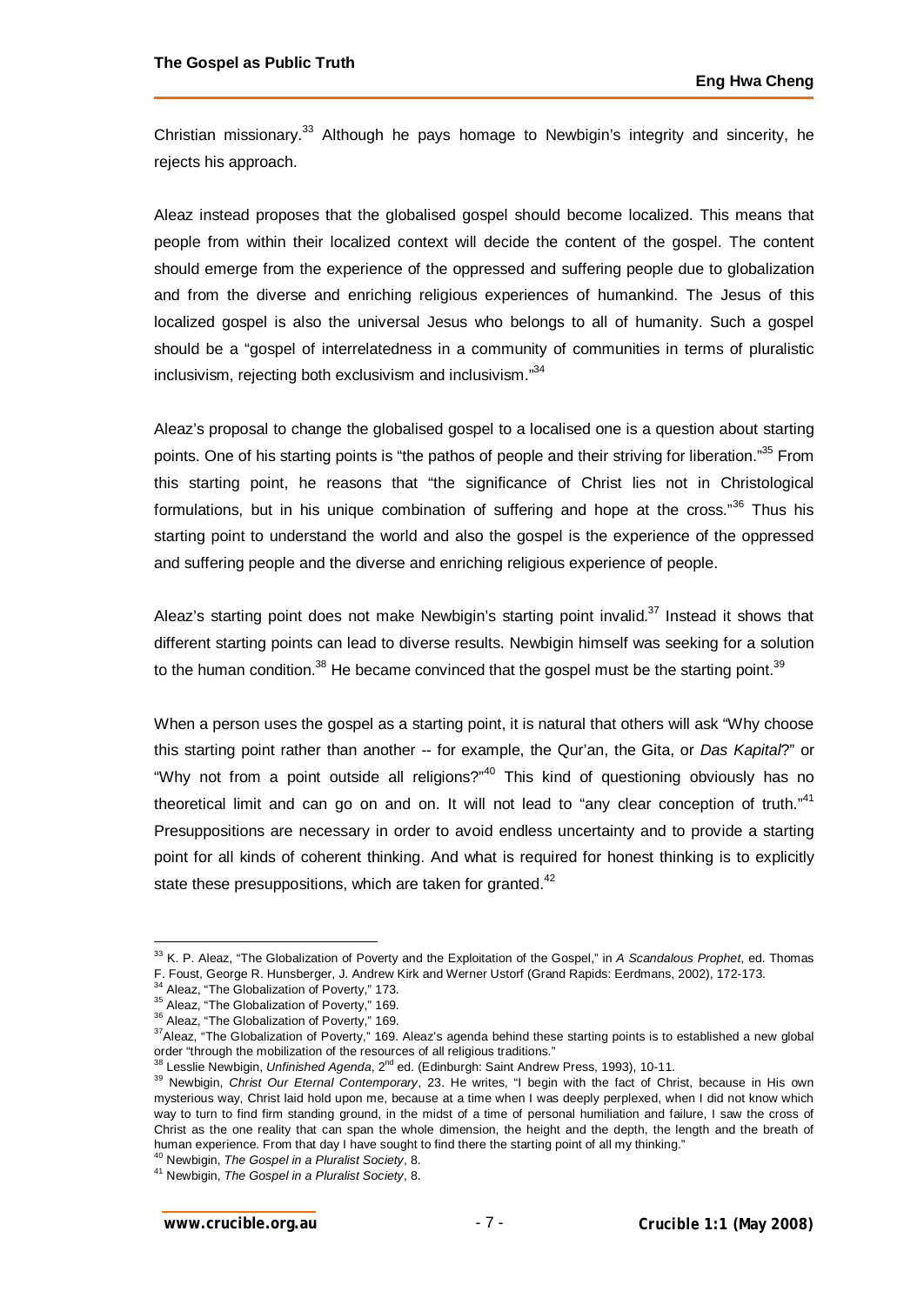Christian missionary.[33] Although he pays homage to Newbigin's integrity and sincerity, he rejects his approach.

Aleaz instead proposes that the globalised gospel should become localized. This means that people from within their localized context will decide the content of the gospel. The content should emerge from the experience of the oppressed and suffering people due to globalization and from the diverse and enriching religious experiences of humankind. The Jesus of this localized gospel is also the universal Jesus who belongs to all of humanity. Such a gospel should be a "gospel of interrelatedness in a community of communities in terms of pluralistic inclusivism, rejecting both exclusivism and inclusivism."[34]

Aleaz's proposal to change the globalised gospel to a localised one is a question about starting points. One of his starting points is "the pathos of people and their striving for liberation."[35] From this starting point, he reasons that "the significance of Christ lies not in Christological formulations, but in his unique combination of suffering and hope at the cross."[36] Thus his starting point to understand the world and also the gospel is the experience of the oppressed and suffering people and the diverse and enriching religious experience of people.

Aleaz's starting point does not make Newbigin's starting point invalid.[37] Instead it shows that different starting points can lead to diverse results. Newbigin himself was seeking for a solution to the human condition.[38] He became convinced that the gospel must be the starting point.[39]

When a person uses the gospel as a starting point, it is natural that others will ask "Why choose this starting point rather than another -- for example, the Qur'an, the Gita, or *Das Kapital*?" or "Why not from a point outside all religions?"[40] This kind of questioning obviously has no theoretical limit and can go on and on. It will not lead to "any clear conception of truth."[41] Presuppositions are necessary in order to avoid endless uncertainty and to provide a starting point for all kinds of coherent thinking. And what is required for honest thinking is to explicitly state these presuppositions, which are taken for granted.[42]

---

[33] K. P. Aleaz, "The Globalization of Poverty and the Exploitation of the Gospel," in *A Scandalous Prophet*, ed. Thomas F. Foust, George R. Hunsberger, J. Andrew Kirk and Werner Ustorf (Grand Rapids: Eerdmans, 2002), 172-173.

[34] Aleaz, "The Globalization of Poverty," 173.

[35] Aleaz, "The Globalization of Poverty," 169.

[36] Aleaz, "The Globalization of Poverty," 169.

[37] Aleaz, "The Globalization of Poverty," 169. Aleaz's agenda behind these starting points is to established a new global order "through the mobilization of the resources of all religious traditions."

[38] Lesslie Newbigin, *Unfinished Agenda*, 2nd ed. (Edinburgh: Saint Andrew Press, 1993), 10-11.

[39] Newbigin, *Christ Our Eternal Contemporary*, 23. He writes, "I begin with the fact of Christ, because in His own mysterious way, Christ laid hold upon me, because at a time when I was deeply perplexed, when I did not know which way to turn to find firm standing ground, in the midst of a time of personal humiliation and failure, I saw the cross of Christ as the one reality that can span the whole dimension, the height and the depth, the length and the breath of human experience. From that day I have sought to find there the starting point of all my thinking."

[40] Newbigin, *The Gospel in a Pluralist Society*, 8.

[41] Newbigin, *The Gospel in a Pluralist Society*, 8.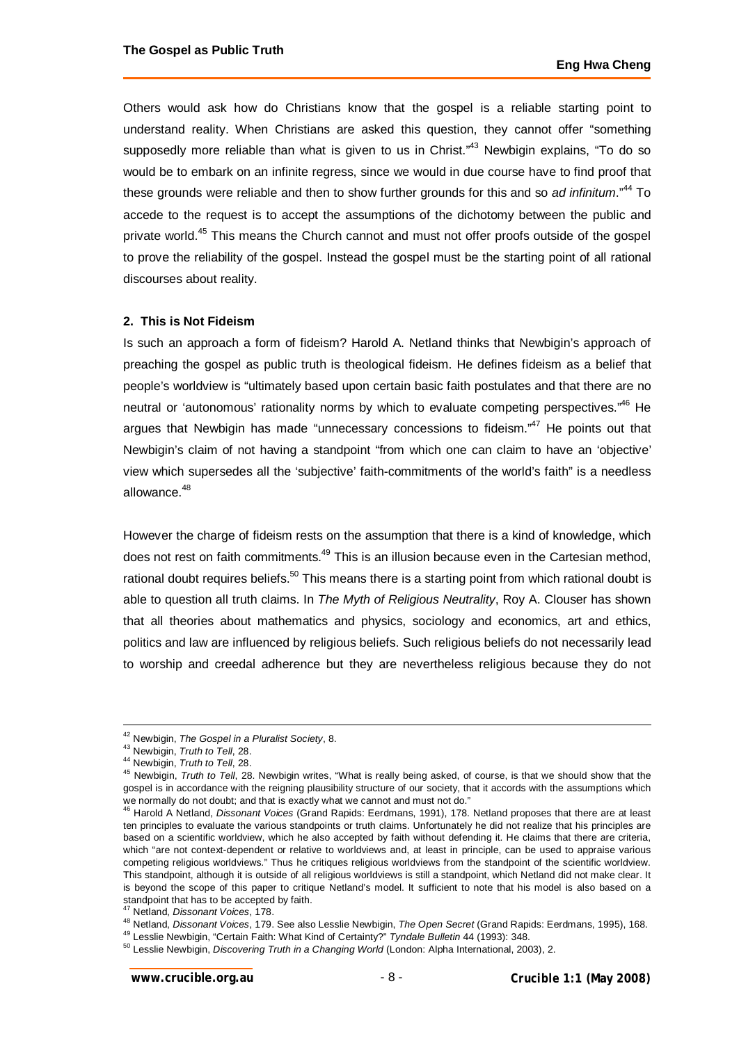Others would ask how do Christians know that the gospel is a reliable starting point to understand reality. When Christians are asked this question, they cannot offer "something supposedly more reliable than what is given to us in Christ."[43] Newbigin explains, "To do so would be to embark on an infinite regress, since we would in due course have to find proof that these grounds were reliable and then to show further grounds for this and so *ad infinitum*."[44] To accede to the request is to accept the assumptions of the dichotomy between the public and private world.[45] This means the Church cannot and must not offer proofs outside of the gospel to prove the reliability of the gospel. Instead the gospel must be the starting point of all rational discourses about reality.

### 2. This is Not Fideism

Is such an approach a form of fideism? Harold A. Netland thinks that Newbigin's approach of preaching the gospel as public truth is theological fideism. He defines fideism as a belief that people's worldview is "ultimately based upon certain basic faith postulates and that there are no neutral or 'autonomous' rationality norms by which to evaluate competing perspectives."[46] He argues that Newbigin has made "unnecessary concessions to fideism."[47] He points out that Newbigin's claim of not having a standpoint "from which one can claim to have an 'objective' view which supersedes all the 'subjective' faith-commitments of the world's faith" is a needless allowance.[48]

However the charge of fideism rests on the assumption that there is a kind of knowledge, which does not rest on faith commitments.[49] This is an illusion because even in the Cartesian method, rational doubt requires beliefs.[50] This means there is a starting point from which rational doubt is able to question all truth claims. In *The Myth of Religious Neutrality*, Roy A. Clouser has shown that all theories about mathematics and physics, sociology and economics, art and ethics, politics and law are influenced by religious beliefs. Such religious beliefs do not necessarily lead to worship and creedal adherence but they are nevertheless religious because they do not

---

[42] Newbigin, *The Gospel in a Pluralist Society*, 8.

[43] Newbigin, *Truth to Tell*, 28.

[44] Newbigin, *Truth to Tell*, 28.

[45] Newbigin, *Truth to Tell*, 28. Newbigin writes, "What is really being asked, of course, is that we should show that the gospel is in accordance with the reigning plausibility structure of our society, that it accords with the assumptions which we normally do not doubt; and that is exactly what we cannot and must not do."

[46] Harold A Netland, *Dissonant Voices* (Grand Rapids: Eerdmans, 1991), 178. Netland proposes that there are at least ten principles to evaluate the various standpoints or truth claims. Unfortunately he did not realize that his principles are based on a scientific worldview, which he also accepted by faith without defending it. He claims that there are criteria, which "are not context-dependent or relative to worldviews and, at least in principle, can be used to appraise various competing religious worldviews." Thus he critiques religious worldviews from the standpoint of the scientific worldview. This standpoint, although it is outside of all religious worldviews is still a standpoint, which Netland did not make clear. It is beyond the scope of this paper to critique Netland's model. It sufficient to note that his model is also based on a standpoint that has to be accepted by faith.

[47] Netland, *Dissonant Voices*, 178.

[48] Netland, *Dissonant Voices*, 179. See also Lesslie Newbigin, *The Open Secret* (Grand Rapids: Eerdmans, 1995), 168.

[49] Lesslie Newbigin, "Certain Faith: What Kind of Certainty?" *Tyndale Bulletin* 44 (1993): 348.

[50] Lesslie Newbigin, *Discovering Truth in a Changing World* (London: Alpha International, 2003), 2.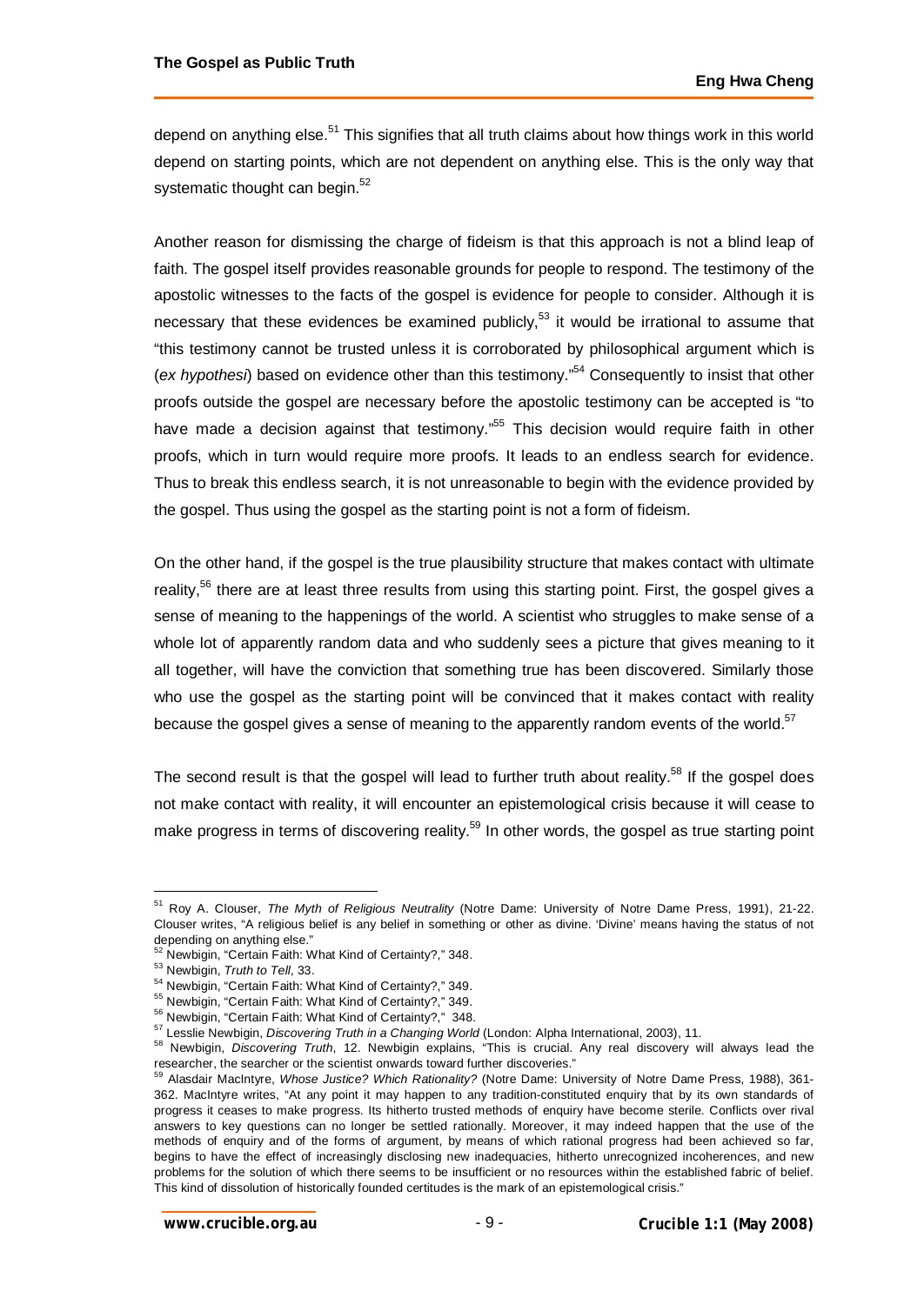depend on anything else.[51] This signifies that all truth claims about how things work in this world depend on starting points, which are not dependent on anything else. This is the only way that systematic thought can begin.[52]

Another reason for dismissing the charge of fideism is that this approach is not a blind leap of faith. The gospel itself provides reasonable grounds for people to respond. The testimony of the apostolic witnesses to the facts of the gospel is evidence for people to consider. Although it is necessary that these evidences be examined publicly,[53] it would be irrational to assume that "this testimony cannot be trusted unless it is corroborated by philosophical argument which is (*ex hypothesi*) based on evidence other than this testimony."[54] Consequently to insist that other proofs outside the gospel are necessary before the apostolic testimony can be accepted is "to have made a decision against that testimony."[55] This decision would require faith in other proofs, which in turn would require more proofs. It leads to an endless search for evidence. Thus to break this endless search, it is not unreasonable to begin with the evidence provided by the gospel. Thus using the gospel as the starting point is not a form of fideism.

On the other hand, if the gospel is the true plausibility structure that makes contact with ultimate reality,[56] there are at least three results from using this starting point. First, the gospel gives a sense of meaning to the happenings of the world. A scientist who struggles to make sense of a whole lot of apparently random data and who suddenly sees a picture that gives meaning to it all together, will have the conviction that something true has been discovered. Similarly those who use the gospel as the starting point will be convinced that it makes contact with reality because the gospel gives a sense of meaning to the apparently random events of the world.[57]

The second result is that the gospel will lead to further truth about reality.[58] If the gospel does not make contact with reality, it will encounter an epistemological crisis because it will cease to make progress in terms of discovering reality.[59] In other words, the gospel as true starting point

---

[51] Roy A. Clouser, *The Myth of Religious Neutrality* (Notre Dame: University of Notre Dame Press, 1991), 21-22. Clouser writes, "A religious belief is any belief in something or other as divine. 'Divine' means having the status of not depending on anything else."

[52] Newbigin, "Certain Faith: What Kind of Certainty?," 348.

[53] Newbigin, *Truth to Tell*, 33.

[54] Newbigin, "Certain Faith: What Kind of Certainty?," 349.

[55] Newbigin, "Certain Faith: What Kind of Certainty?," 349.

[56] Newbigin, "Certain Faith: What Kind of Certainty?," 348.

[57] Lesslie Newbigin, *Discovering Truth in a Changing World* (London: Alpha International, 2003), 11.

[58] Newbigin, *Discovering Truth*, 12. Newbigin explains, "This is crucial. Any real discovery will always lead the researcher, the searcher or the scientist onwards toward further discoveries."

[59] Alasdair MacIntyre, *Whose Justice? Which Rationality?* (Notre Dame: University of Notre Dame Press, 1988), 361-362. MacIntyre writes, "At any point it may happen to any tradition-constituted enquiry that by its own standards of progress it ceases to make progress. Its hitherto trusted methods of enquiry have become sterile. Conflicts over rival answers to key questions can no longer be settled rationally. Moreover, it may indeed happen that the use of the methods of enquiry and of the forms of argument, by means of which rational progress had been achieved so far, begins to have the effect of increasingly disclosing new inadequacies, hitherto unrecognized incoherences, and new problems for the solution of which there seems to be insufficient or no resources within the established fabric of belief. This kind of dissolution of historically founded certitudes is the mark of an epistemological crisis."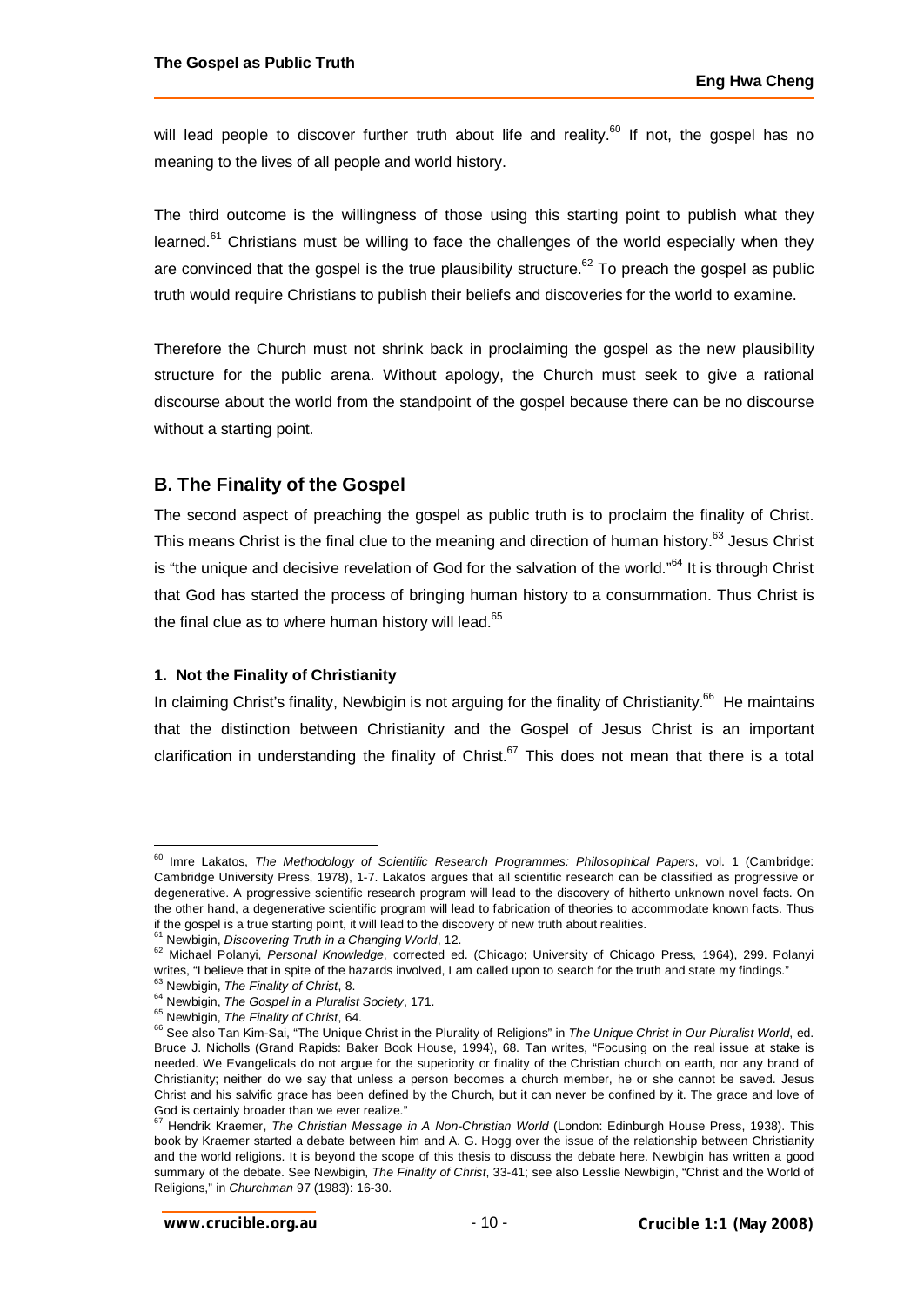will lead people to discover further truth about life and reality.[60] If not, the gospel has no meaning to the lives of all people and world history.

The third outcome is the willingness of those using this starting point to publish what they learned.[61] Christians must be willing to face the challenges of the world especially when they are convinced that the gospel is the true plausibility structure.[62] To preach the gospel as public truth would require Christians to publish their beliefs and discoveries for the world to examine.

Therefore the Church must not shrink back in proclaiming the gospel as the new plausibility structure for the public arena. Without apology, the Church must seek to give a rational discourse about the world from the standpoint of the gospel because there can be no discourse without a starting point.

## B. The Finality of the Gospel

The second aspect of preaching the gospel as public truth is to proclaim the finality of Christ. This means Christ is the final clue to the meaning and direction of human history.[63] Jesus Christ is "the unique and decisive revelation of God for the salvation of the world."[64] It is through Christ that God has started the process of bringing human history to a consummation. Thus Christ is the final clue as to where human history will lead.[65]

### 1. Not the Finality of Christianity

In claiming Christ's finality, Newbigin is not arguing for the finality of Christianity.[66] He maintains that the distinction between Christianity and the Gospel of Jesus Christ is an important clarification in understanding the finality of Christ.[67] This does not mean that there is a total

---

[60] Imre Lakatos, *The Methodology of Scientific Research Programmes: Philosophical Papers,* vol. 1 (Cambridge: Cambridge University Press, 1978), 1-7. Lakatos argues that all scientific research can be classified as progressive or degenerative. A progressive scientific research program will lead to the discovery of hitherto unknown novel facts. On the other hand, a degenerative scientific program will lead to fabrication of theories to accommodate known facts. Thus if the gospel is a true starting point, it will lead to the discovery of new truth about realities.

[61] Newbigin, *Discovering Truth in a Changing World*, 12.

[62] Michael Polanyi, *Personal Knowledge*, corrected ed. (Chicago; University of Chicago Press, 1964), 299. Polanyi writes, "I believe that in spite of the hazards involved, I am called upon to search for the truth and state my findings."

[63] Newbigin, *The Finality of Christ*, 8.

[64] Newbigin, *The Gospel in a Pluralist Society*, 171.

[65] Newbigin, *The Finality of Christ*, 64.

[66] See also Tan Kim-Sai, "The Unique Christ in the Plurality of Religions" in *The Unique Christ in Our Pluralist World*, ed. Bruce J. Nicholls (Grand Rapids: Baker Book House, 1994), 68. Tan writes, "Focusing on the real issue at stake is needed. We Evangelicals do not argue for the superiority or finality of the Christian church on earth, nor any brand of Christianity; neither do we say that unless a person becomes a church member, he or she cannot be saved. Jesus Christ and his salvific grace has been defined by the Church, but it can never be confined by it. The grace and love of God is certainly broader than we ever realize."

[67] Hendrik Kraemer, *The Christian Message in A Non-Christian World* (London: Edinburgh House Press, 1938). This book by Kraemer started a debate between him and A. G. Hogg over the issue of the relationship between Christianity and the world religions. It is beyond the scope of this thesis to discuss the debate here. Newbigin has written a good summary of the debate. See Newbigin, *The Finality of Christ*, 33-41; see also Lesslie Newbigin, "Christ and the World of Religions," in *Churchman* 97 (1983): 16-30.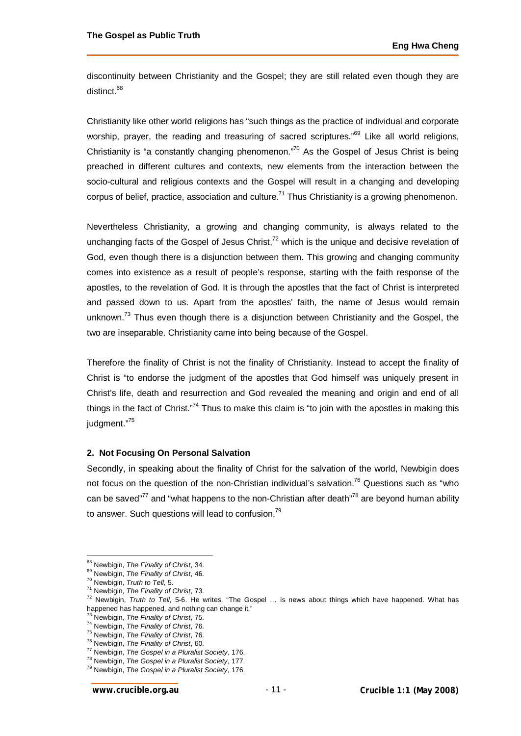discontinuity between Christianity and the Gospel; they are still related even though they are distinct.[68]

Christianity like other world religions has "such things as the practice of individual and corporate worship, prayer, the reading and treasuring of sacred scriptures."[69] Like all world religions, Christianity is "a constantly changing phenomenon."[70] As the Gospel of Jesus Christ is being preached in different cultures and contexts, new elements from the interaction between the socio-cultural and religious contexts and the Gospel will result in a changing and developing corpus of belief, practice, association and culture.[71] Thus Christianity is a growing phenomenon.

Nevertheless Christianity, a growing and changing community, is always related to the unchanging facts of the Gospel of Jesus Christ,[72] which is the unique and decisive revelation of God, even though there is a disjunction between them. This growing and changing community comes into existence as a result of people's response, starting with the faith response of the apostles, to the revelation of God. It is through the apostles that the fact of Christ is interpreted and passed down to us. Apart from the apostles' faith, the name of Jesus would remain unknown.[73] Thus even though there is a disjunction between Christianity and the Gospel, the two are inseparable. Christianity came into being because of the Gospel.

Therefore the finality of Christ is not the finality of Christianity. Instead to accept the finality of Christ is "to endorse the judgment of the apostles that God himself was uniquely present in Christ's life, death and resurrection and God revealed the meaning and origin and end of all things in the fact of Christ."[74] Thus to make this claim is "to join with the apostles in making this judgment."[75]

### 2. Not Focusing On Personal Salvation

Secondly, in speaking about the finality of Christ for the salvation of the world, Newbigin does not focus on the question of the non-Christian individual's salvation.[76] Questions such as "who can be saved"[77] and "what happens to the non-Christian after death"[78] are beyond human ability to answer. Such questions will lead to confusion.[79]

---

[68] Newbigin, *The Finality of Christ*, 34.
[69] Newbigin, *The Finality of Christ*, 46.
[70] Newbigin, *Truth to Tell*, 5.
[71] Newbigin, *The Finality of Christ*, 73.
[72] Newbigin, *Truth to Tell*, 5-6. He writes, "The Gospel … is news about things which have happened. What has happened has happened, and nothing can change it."
[73] Newbigin, *The Finality of Christ*, 75.
[74] Newbigin, *The Finality of Christ*, 76.
[75] Newbigin, *The Finality of Christ*, 76.
[76] Newbigin, *The Finality of Christ*, 60.
[77] Newbigin, *The Gospel in a Pluralist Society*, 176.
[78] Newbigin, *The Gospel in a Pluralist Society*, 177.
[79] Newbigin, *The Gospel in a Pluralist Society*, 176.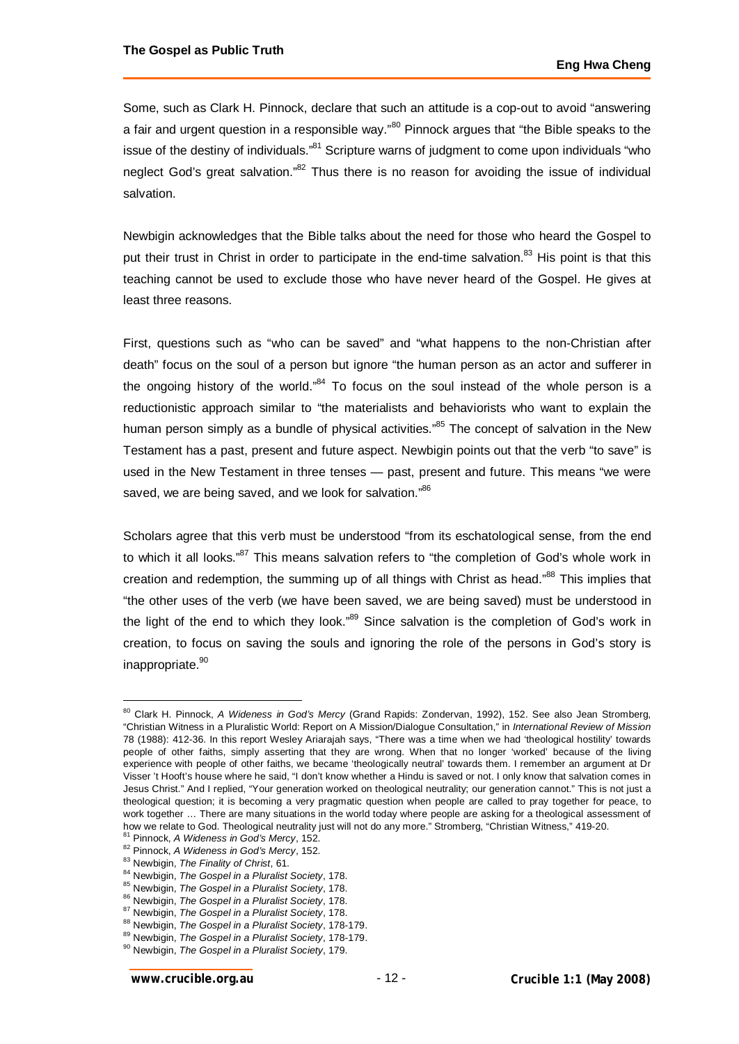Some, such as Clark H. Pinnock, declare that such an attitude is a cop-out to avoid "answering a fair and urgent question in a responsible way."[80] Pinnock argues that "the Bible speaks to the issue of the destiny of individuals."[81] Scripture warns of judgment to come upon individuals "who neglect God's great salvation."[82] Thus there is no reason for avoiding the issue of individual salvation.

Newbigin acknowledges that the Bible talks about the need for those who heard the Gospel to put their trust in Christ in order to participate in the end-time salvation.[83] His point is that this teaching cannot be used to exclude those who have never heard of the Gospel. He gives at least three reasons.

First, questions such as "who can be saved" and "what happens to the non-Christian after death" focus on the soul of a person but ignore "the human person as an actor and sufferer in the ongoing history of the world."[84] To focus on the soul instead of the whole person is a reductionistic approach similar to "the materialists and behaviorists who want to explain the human person simply as a bundle of physical activities."[85] The concept of salvation in the New Testament has a past, present and future aspect. Newbigin points out that the verb "to save" is used in the New Testament in three tenses — past, present and future. This means "we were saved, we are being saved, and we look for salvation."[86]

Scholars agree that this verb must be understood "from its eschatological sense, from the end to which it all looks."[87] This means salvation refers to "the completion of God's whole work in creation and redemption, the summing up of all things with Christ as head."[88] This implies that "the other uses of the verb (we have been saved, we are being saved) must be understood in the light of the end to which they look."[89] Since salvation is the completion of God's work in creation, to focus on saving the souls and ignoring the role of the persons in God's story is inappropriate.[90]

---

[80] Clark H. Pinnock, *A Wideness in God's Mercy* (Grand Rapids: Zondervan, 1992), 152. See also Jean Stromberg, "Christian Witness in a Pluralistic World: Report on A Mission/Dialogue Consultation," in *International Review of Mission* 78 (1988): 412-36. In this report Wesley Ariarajah says, "There was a time when we had 'theological hostility' towards people of other faiths, simply asserting that they are wrong. When that no longer 'worked' because of the living experience with people of other faiths, we became 'theologically neutral' towards them. I remember an argument at Dr Visser 't Hooft's house where he said, "I don't know whether a Hindu is saved or not. I only know that salvation comes in Jesus Christ." And I replied, "Your generation worked on theological neutrality; our generation cannot." This is not just a theological question; it is becoming a very pragmatic question when people are called to pray together for peace, to work together … There are many situations in the world today where people are asking for a theological assessment of how we relate to God. Theological neutrality just will not do any more." Stromberg, "Christian Witness," 419-20.

[81] Pinnock, *A Wideness in God's Mercy*, 152.

[82] Pinnock, *A Wideness in God's Mercy*, 152.

[83] Newbigin, *The Finality of Christ*, 61.

[84] Newbigin, *The Gospel in a Pluralist Society*, 178.

[85] Newbigin, *The Gospel in a Pluralist Society*, 178.

[86] Newbigin, *The Gospel in a Pluralist Society*, 178.

[87] Newbigin, *The Gospel in a Pluralist Society*, 178.

[88] Newbigin, *The Gospel in a Pluralist Society*, 178-179.

[89] Newbigin, *The Gospel in a Pluralist Society*, 178-179.

[90] Newbigin, *The Gospel in a Pluralist Society*, 179.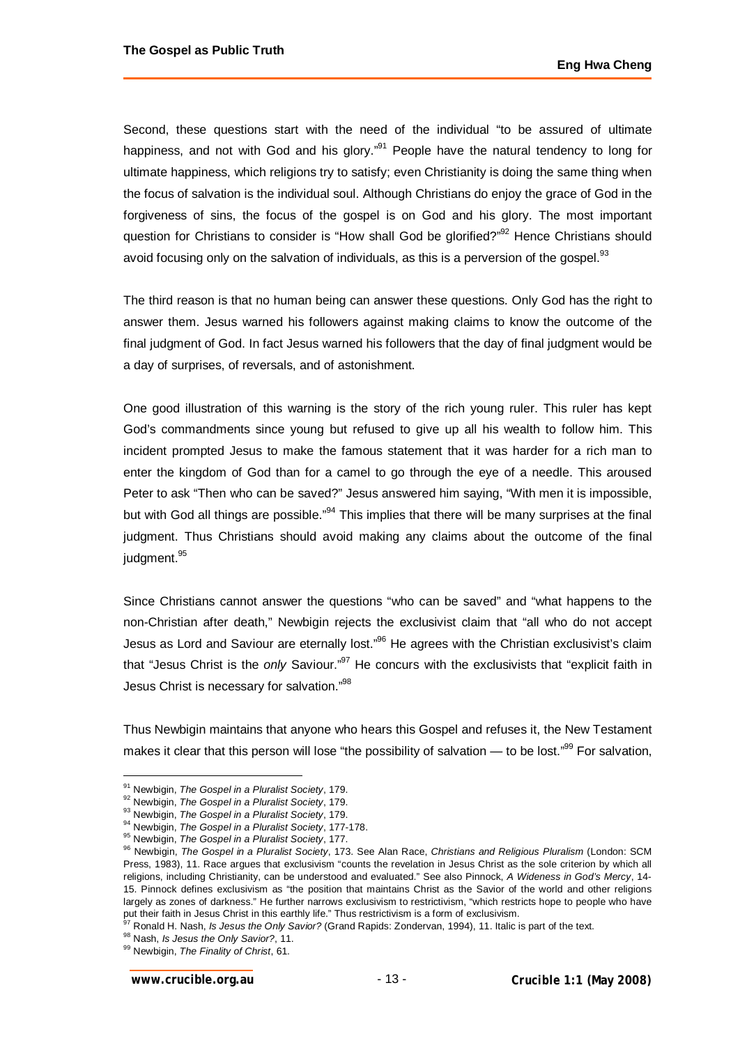Second, these questions start with the need of the individual "to be assured of ultimate happiness, and not with God and his glory."[91] People have the natural tendency to long for ultimate happiness, which religions try to satisfy; even Christianity is doing the same thing when the focus of salvation is the individual soul. Although Christians do enjoy the grace of God in the forgiveness of sins, the focus of the gospel is on God and his glory. The most important question for Christians to consider is "How shall God be glorified?"[92] Hence Christians should avoid focusing only on the salvation of individuals, as this is a perversion of the gospel.[93]

The third reason is that no human being can answer these questions. Only God has the right to answer them. Jesus warned his followers against making claims to know the outcome of the final judgment of God. In fact Jesus warned his followers that the day of final judgment would be a day of surprises, of reversals, and of astonishment.

One good illustration of this warning is the story of the rich young ruler. This ruler has kept God's commandments since young but refused to give up all his wealth to follow him. This incident prompted Jesus to make the famous statement that it was harder for a rich man to enter the kingdom of God than for a camel to go through the eye of a needle. This aroused Peter to ask "Then who can be saved?" Jesus answered him saying, "With men it is impossible, but with God all things are possible."[94] This implies that there will be many surprises at the final judgment. Thus Christians should avoid making any claims about the outcome of the final judgment.[95]

Since Christians cannot answer the questions "who can be saved" and "what happens to the non-Christian after death," Newbigin rejects the exclusivist claim that "all who do not accept Jesus as Lord and Saviour are eternally lost."[96] He agrees with the Christian exclusivist's claim that "Jesus Christ is the *only* Saviour."[97] He concurs with the exclusivists that "explicit faith in Jesus Christ is necessary for salvation."[98]

Thus Newbigin maintains that anyone who hears this Gospel and refuses it, the New Testament makes it clear that this person will lose "the possibility of salvation — to be lost."[99] For salvation,

---

[91] Newbigin, *The Gospel in a Pluralist Society*, 179.

[92] Newbigin, *The Gospel in a Pluralist Society*, 179.

[93] Newbigin, *The Gospel in a Pluralist Society*, 179.

[94] Newbigin, *The Gospel in a Pluralist Society*, 177-178.

[95] Newbigin, *The Gospel in a Pluralist Society*, 177.

[96] Newbigin, *The Gospel in a Pluralist Society*, 173. See Alan Race, *Christians and Religious Pluralism* (London: SCM Press, 1983), 11. Race argues that exclusivism "counts the revelation in Jesus Christ as the sole criterion by which all religions, including Christianity, can be understood and evaluated." See also Pinnock, *A Wideness in God's Mercy*, 14-15. Pinnock defines exclusivism as "the position that maintains Christ as the Savior of the world and other religions largely as zones of darkness." He further narrows exclusivism to restrictivism, "which restricts hope to people who have put their faith in Jesus Christ in this earthly life." Thus restrictivism is a form of exclusivism.

[97] Ronald H. Nash, *Is Jesus the Only Savior?* (Grand Rapids: Zondervan, 1994), 11. Italic is part of the text.

[98] Nash, *Is Jesus the Only Savior?*, 11.

[99] Newbigin, *The Finality of Christ*, 61.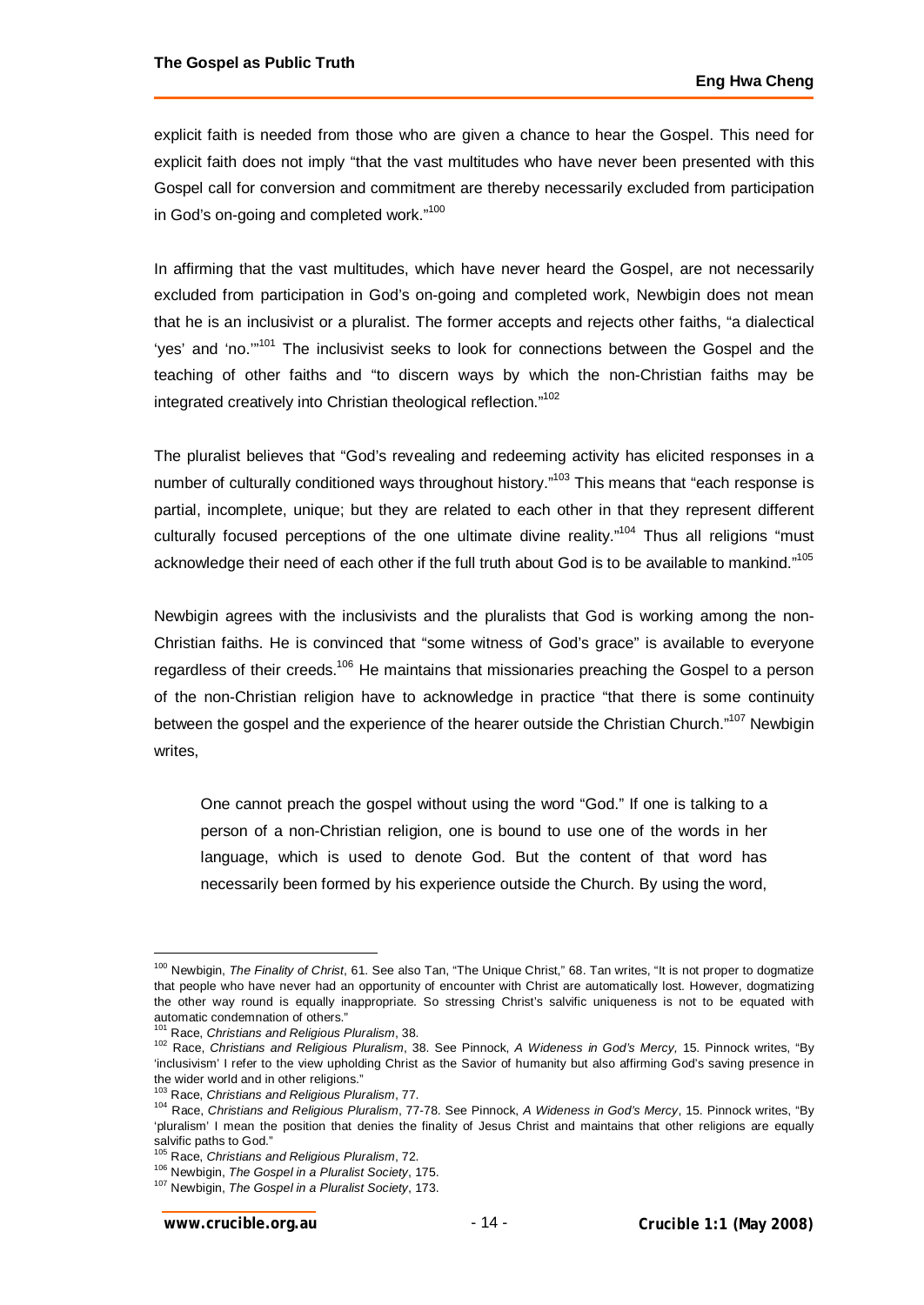explicit faith is needed from those who are given a chance to hear the Gospel. This need for explicit faith does not imply "that the vast multitudes who have never been presented with this Gospel call for conversion and commitment are thereby necessarily excluded from participation in God's on-going and completed work."[100]

In affirming that the vast multitudes, which have never heard the Gospel, are not necessarily excluded from participation in God's on-going and completed work, Newbigin does not mean that he is an inclusivist or a pluralist. The former accepts and rejects other faiths, "a dialectical 'yes' and 'no.'"[101] The inclusivist seeks to look for connections between the Gospel and the teaching of other faiths and "to discern ways by which the non-Christian faiths may be integrated creatively into Christian theological reflection."[102]

The pluralist believes that "God's revealing and redeeming activity has elicited responses in a number of culturally conditioned ways throughout history."[103] This means that "each response is partial, incomplete, unique; but they are related to each other in that they represent different culturally focused perceptions of the one ultimate divine reality."[104] Thus all religions "must acknowledge their need of each other if the full truth about God is to be available to mankind."[105]

Newbigin agrees with the inclusivists and the pluralists that God is working among the non-Christian faiths. He is convinced that "some witness of God's grace" is available to everyone regardless of their creeds.[106] He maintains that missionaries preaching the Gospel to a person of the non-Christian religion have to acknowledge in practice "that there is some continuity between the gospel and the experience of the hearer outside the Christian Church."[107] Newbigin writes,

> One cannot preach the gospel without using the word "God." If one is talking to a person of a non-Christian religion, one is bound to use one of the words in her language, which is used to denote God. But the content of that word has necessarily been formed by his experience outside the Church. By using the word,

---

[100] Newbigin, *The Finality of Christ*, 61. See also Tan, "The Unique Christ," 68. Tan writes, "It is not proper to dogmatize that people who have never had an opportunity of encounter with Christ are automatically lost. However, dogmatizing the other way round is equally inappropriate. So stressing Christ's salvific uniqueness is not to be equated with automatic condemnation of others."

[101] Race, *Christians and Religious Pluralism*, 38.

[102] Race, *Christians and Religious Pluralism*, 38. See Pinnock, *A Wideness in God's Mercy,* 15. Pinnock writes, "By 'inclusivism' I refer to the view upholding Christ as the Savior of humanity but also affirming God's saving presence in the wider world and in other religions."

[103] Race, *Christians and Religious Pluralism*, 77.

[104] Race, *Christians and Religious Pluralism*, 77-78. See Pinnock, *A Wideness in God's Mercy*, 15. Pinnock writes, "By 'pluralism' I mean the position that denies the finality of Jesus Christ and maintains that other religions are equally salvific paths to God."

[105] Race, *Christians and Religious Pluralism*, 72.

[106] Newbigin, *The Gospel in a Pluralist Society*, 175.

[107] Newbigin, *The Gospel in a Pluralist Society*, 173.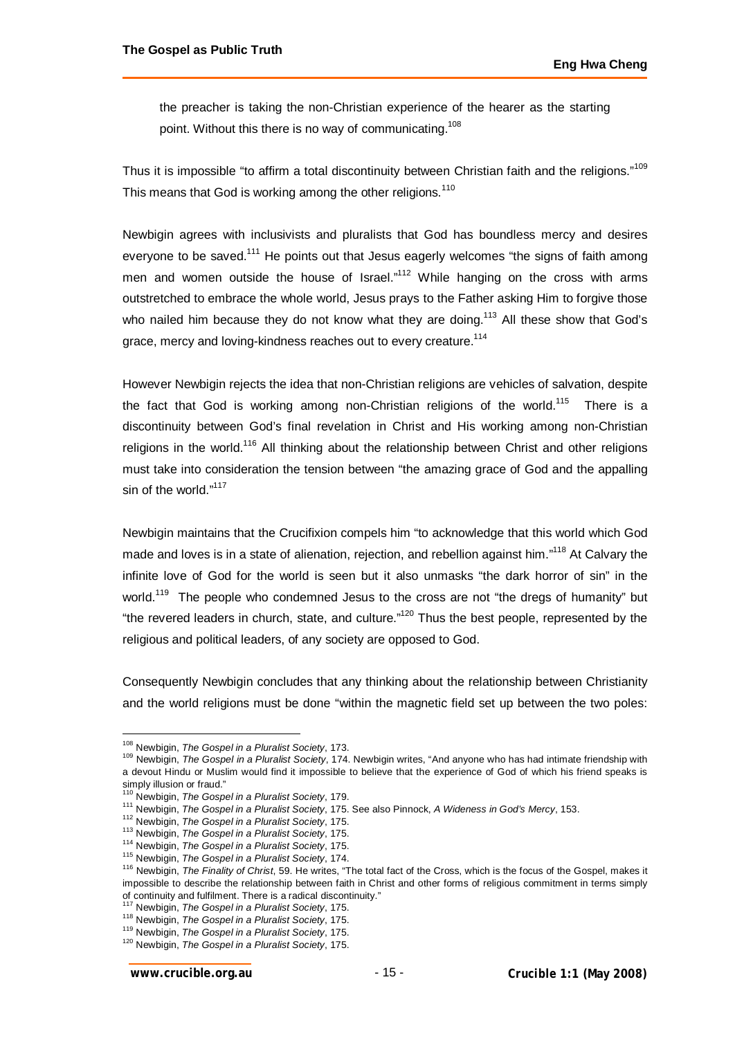> the preacher is taking the non-Christian experience of the hearer as the starting point. Without this there is no way of communicating.[108]

Thus it is impossible "to affirm a total discontinuity between Christian faith and the religions."[109] This means that God is working among the other religions.[110]

Newbigin agrees with inclusivists and pluralists that God has boundless mercy and desires everyone to be saved.[111] He points out that Jesus eagerly welcomes "the signs of faith among men and women outside the house of Israel."[112] While hanging on the cross with arms outstretched to embrace the whole world, Jesus prays to the Father asking Him to forgive those who nailed him because they do not know what they are doing.[113] All these show that God's grace, mercy and loving-kindness reaches out to every creature.[114]

However Newbigin rejects the idea that non-Christian religions are vehicles of salvation, despite the fact that God is working among non-Christian religions of the world.[115] There is a discontinuity between God's final revelation in Christ and His working among non-Christian religions in the world.[116] All thinking about the relationship between Christ and other religions must take into consideration the tension between "the amazing grace of God and the appalling sin of the world."[117]

Newbigin maintains that the Crucifixion compels him "to acknowledge that this world which God made and loves is in a state of alienation, rejection, and rebellion against him."[118] At Calvary the infinite love of God for the world is seen but it also unmasks "the dark horror of sin" in the world.[119] The people who condemned Jesus to the cross are not "the dregs of humanity" but "the revered leaders in church, state, and culture."[120] Thus the best people, represented by the religious and political leaders, of any society are opposed to God.

Consequently Newbigin concludes that any thinking about the relationship between Christianity and the world religions must be done "within the magnetic field set up between the two poles:

---

[108] Newbigin, *The Gospel in a Pluralist Society*, 173.

[109] Newbigin, *The Gospel in a Pluralist Society*, 174. Newbigin writes, "And anyone who has had intimate friendship with a devout Hindu or Muslim would find it impossible to believe that the experience of God of which his friend speaks is simply illusion or fraud."

[110] Newbigin, *The Gospel in a Pluralist Society*, 179.

[111] Newbigin, *The Gospel in a Pluralist Society*, 175. See also Pinnock, *A Wideness in God's Mercy*, 153.

[112] Newbigin, *The Gospel in a Pluralist Society*, 175.

[113] Newbigin, *The Gospel in a Pluralist Society*, 175.

[114] Newbigin, *The Gospel in a Pluralist Society*, 175.

[115] Newbigin, *The Gospel in a Pluralist Society*, 174.

[116] Newbigin, *The Finality of Christ*, 59. He writes, "The total fact of the Cross, which is the focus of the Gospel, makes it impossible to describe the relationship between faith in Christ and other forms of religious commitment in terms simply of continuity and fulfilment. There is a radical discontinuity."

[117] Newbigin, *The Gospel in a Pluralist Society*, 175.

[118] Newbigin, *The Gospel in a Pluralist Society*, 175.

[119] Newbigin, *The Gospel in a Pluralist Society*, 175.

[120] Newbigin, *The Gospel in a Pluralist Society*, 175.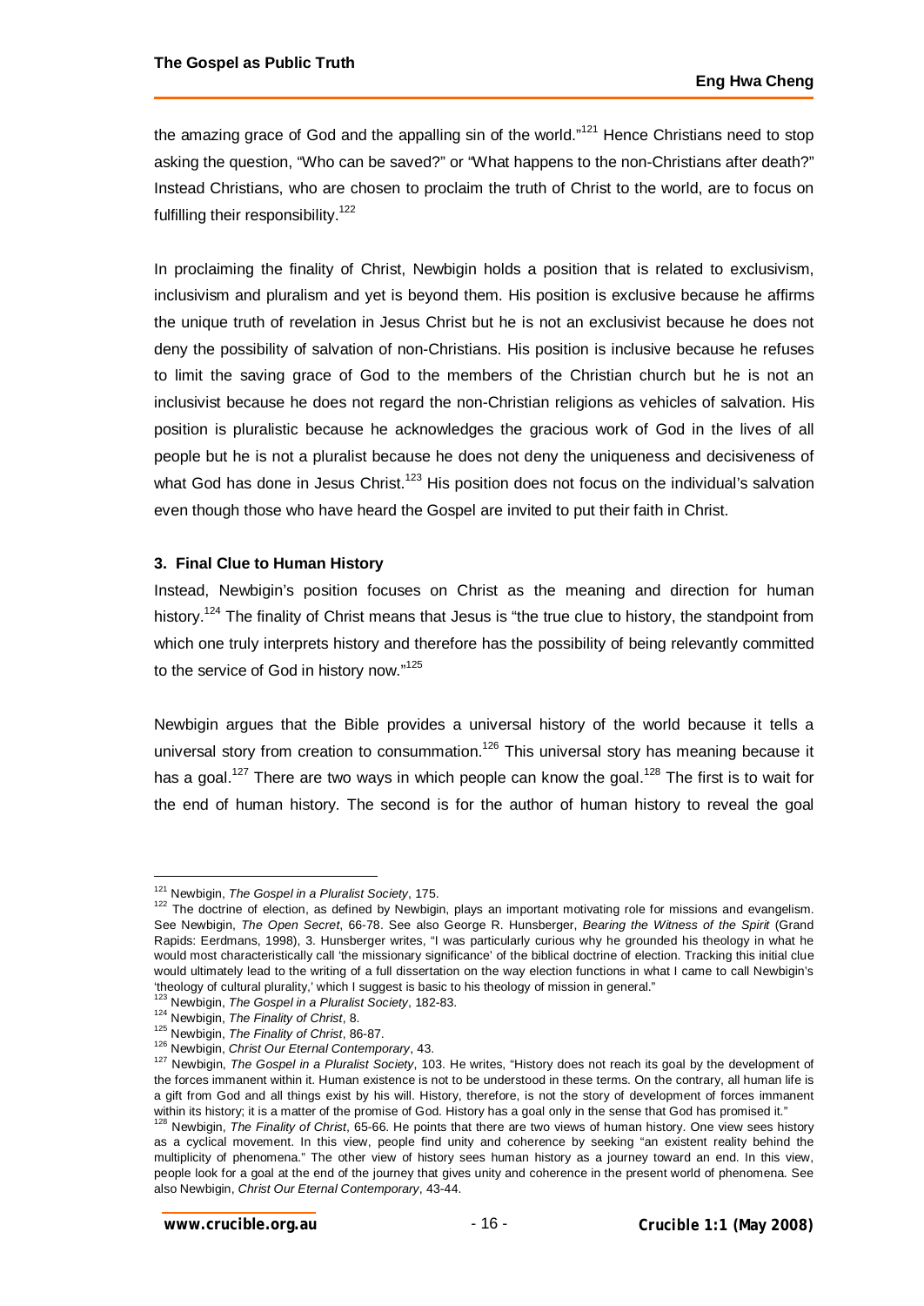the amazing grace of God and the appalling sin of the world."[121] Hence Christians need to stop asking the question, "Who can be saved?" or "What happens to the non-Christians after death?" Instead Christians, who are chosen to proclaim the truth of Christ to the world, are to focus on fulfilling their responsibility.[122]

In proclaiming the finality of Christ, Newbigin holds a position that is related to exclusivism, inclusivism and pluralism and yet is beyond them. His position is exclusive because he affirms the unique truth of revelation in Jesus Christ but he is not an exclusivist because he does not deny the possibility of salvation of non-Christians. His position is inclusive because he refuses to limit the saving grace of God to the members of the Christian church but he is not an inclusivist because he does not regard the non-Christian religions as vehicles of salvation. His position is pluralistic because he acknowledges the gracious work of God in the lives of all people but he is not a pluralist because he does not deny the uniqueness and decisiveness of what God has done in Jesus Christ.[123] His position does not focus on the individual's salvation even though those who have heard the Gospel are invited to put their faith in Christ.

### 3. Final Clue to Human History

Instead, Newbigin's position focuses on Christ as the meaning and direction for human history.[124] The finality of Christ means that Jesus is "the true clue to history, the standpoint from which one truly interprets history and therefore has the possibility of being relevantly committed to the service of God in history now."[125]

Newbigin argues that the Bible provides a universal history of the world because it tells a universal story from creation to consummation.[126] This universal story has meaning because it has a goal.[127] There are two ways in which people can know the goal.[128] The first is to wait for the end of human history. The second is for the author of human history to reveal the goal

---

[121] Newbigin, *The Gospel in a Pluralist Society*, 175.

[122] The doctrine of election, as defined by Newbigin, plays an important motivating role for missions and evangelism. See Newbigin, *The Open Secret*, 66-78. See also George R. Hunsberger, *Bearing the Witness of the Spirit* (Grand Rapids: Eerdmans, 1998), 3. Hunsberger writes, "I was particularly curious why he grounded his theology in what he would most characteristically call 'the missionary significance' of the biblical doctrine of election. Tracking this initial clue would ultimately lead to the writing of a full dissertation on the way election functions in what I came to call Newbigin's 'theology of cultural plurality,' which I suggest is basic to his theology of mission in general."

[123] Newbigin, *The Gospel in a Pluralist Society*, 182-83.

[124] Newbigin, *The Finality of Christ*, 8.

[125] Newbigin, *The Finality of Christ*, 86-87.

[126] Newbigin, *Christ Our Eternal Contemporary*, 43.

[127] Newbigin, *The Gospel in a Pluralist Society*, 103. He writes, "History does not reach its goal by the development of the forces immanent within it. Human existence is not to be understood in these terms. On the contrary, all human life is a gift from God and all things exist by his will. History, therefore, is not the story of development of forces immanent within its history; it is a matter of the promise of God. History has a goal only in the sense that God has promised it."

[128] Newbigin, *The Finality of Christ*, 65-66. He points that there are two views of human history. One view sees history as a cyclical movement. In this view, people find unity and coherence by seeking "an existent reality behind the multiplicity of phenomena." The other view of history sees human history as a journey toward an end. In this view, people look for a goal at the end of the journey that gives unity and coherence in the present world of phenomena. See also Newbigin, *Christ Our Eternal Contemporary*, 43-44.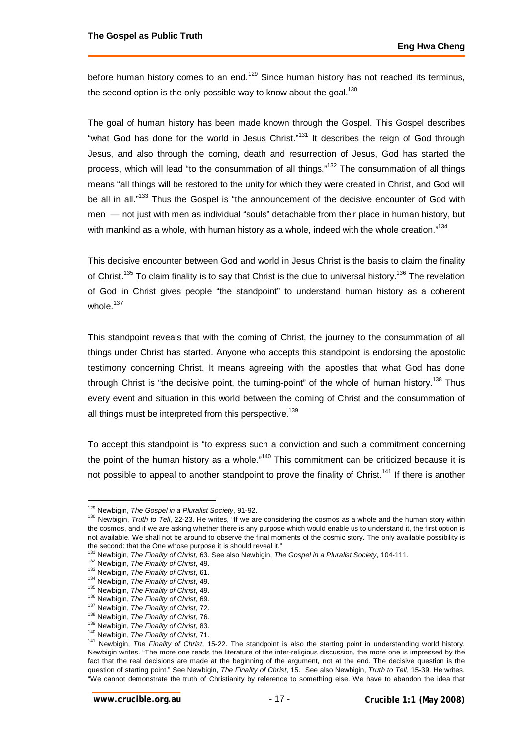before human history comes to an end.[129] Since human history has not reached its terminus, the second option is the only possible way to know about the goal.[130]

The goal of human history has been made known through the Gospel. This Gospel describes "what God has done for the world in Jesus Christ."[131] It describes the reign of God through Jesus, and also through the coming, death and resurrection of Jesus, God has started the process, which will lead "to the consummation of all things."[132] The consummation of all things means "all things will be restored to the unity for which they were created in Christ, and God will be all in all."[133] Thus the Gospel is "the announcement of the decisive encounter of God with men — not just with men as individual "souls" detachable from their place in human history, but with mankind as a whole, with human history as a whole, indeed with the whole creation."[134]

This decisive encounter between God and world in Jesus Christ is the basis to claim the finality of Christ.[135] To claim finality is to say that Christ is the clue to universal history.[136] The revelation of God in Christ gives people "the standpoint" to understand human history as a coherent whole.[137]

This standpoint reveals that with the coming of Christ, the journey to the consummation of all things under Christ has started. Anyone who accepts this standpoint is endorsing the apostolic testimony concerning Christ. It means agreeing with the apostles that what God has done through Christ is "the decisive point, the turning-point" of the whole of human history.[138] Thus every event and situation in this world between the coming of Christ and the consummation of all things must be interpreted from this perspective.[139]

To accept this standpoint is "to express such a conviction and such a commitment concerning the point of the human history as a whole."[140] This commitment can be criticized because it is not possible to appeal to another standpoint to prove the finality of Christ.[141] If there is another

---

[129] Newbigin, *The Gospel in a Pluralist Society*, 91-92.

[130] Newbigin, *Truth to Tell*, 22-23. He writes, "If we are considering the cosmos as a whole and the human story within the cosmos, and if we are asking whether there is any purpose which would enable us to understand it, the first option is not available. We shall not be around to observe the final moments of the cosmic story. The only available possibility is the second: that the One whose purpose it is should reveal it."

[131] Newbigin, *The Finality of Christ*, 63. See also Newbigin, *The Gospel in a Pluralist Society*, 104-111.

[132] Newbigin, *The Finality of Christ*, 49.

[133] Newbigin, *The Finality of Christ*, 61.

[134] Newbigin, *The Finality of Christ*, 49.

[135] Newbigin, *The Finality of Christ*, 49.

[136] Newbigin, *The Finality of Christ*, 69.

[137] Newbigin, *The Finality of Christ*, 72.

[138] Newbigin, *The Finality of Christ*, 76.

[139] Newbigin, *The Finality of Christ*, 83.

[140] Newbigin, *The Finality of Christ*, 71.

[141] Newbigin, *The Finality of Christ*, 15-22. The standpoint is also the starting point in understanding world history. Newbigin writes. "The more one reads the literature of the inter-religious discussion, the more one is impressed by the fact that the real decisions are made at the beginning of the argument, not at the end. The decisive question is the question of starting point." See Newbigin, *The Finality of Christ*, 15. See also Newbigin, *Truth to Tell*, 15-39. He writes, "We cannot demonstrate the truth of Christianity by reference to something else. We have to abandon the idea that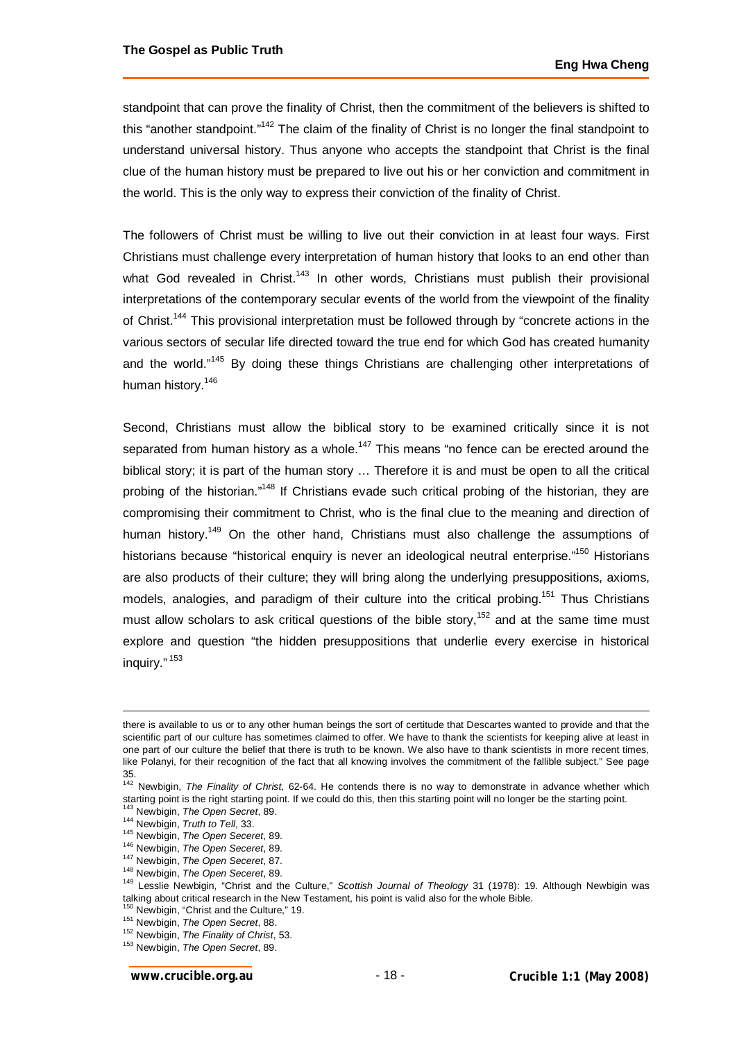standpoint that can prove the finality of Christ, then the commitment of the believers is shifted to this "another standpoint."[142] The claim of the finality of Christ is no longer the final standpoint to understand universal history. Thus anyone who accepts the standpoint that Christ is the final clue of the human history must be prepared to live out his or her conviction and commitment in the world. This is the only way to express their conviction of the finality of Christ.

The followers of Christ must be willing to live out their conviction in at least four ways. First Christians must challenge every interpretation of human history that looks to an end other than what God revealed in Christ.[143] In other words, Christians must publish their provisional interpretations of the contemporary secular events of the world from the viewpoint of the finality of Christ.[144] This provisional interpretation must be followed through by "concrete actions in the various sectors of secular life directed toward the true end for which God has created humanity and the world."[145] By doing these things Christians are challenging other interpretations of human history.[146]

Second, Christians must allow the biblical story to be examined critically since it is not separated from human history as a whole.[147] This means "no fence can be erected around the biblical story; it is part of the human story … Therefore it is and must be open to all the critical probing of the historian."[148] If Christians evade such critical probing of the historian, they are compromising their commitment to Christ, who is the final clue to the meaning and direction of human history.[149] On the other hand, Christians must also challenge the assumptions of historians because "historical enquiry is never an ideological neutral enterprise."[150] Historians are also products of their culture; they will bring along the underlying presuppositions, axioms, models, analogies, and paradigm of their culture into the critical probing.[151] Thus Christians must allow scholars to ask critical questions of the bible story,[152] and at the same time must explore and question "the hidden presuppositions that underlie every exercise in historical inquiry."[153]

---

there is available to us or to any other human beings the sort of certitude that Descartes wanted to provide and that the scientific part of our culture has sometimes claimed to offer. We have to thank the scientists for keeping alive at least in one part of our culture the belief that there is truth to be known. We also have to thank scientists in more recent times, like Polanyi, for their recognition of the fact that all knowing involves the commitment of the fallible subject." See page 35.

[142] Newbigin, *The Finality of Christ*, 62-64. He contends there is no way to demonstrate in advance whether which starting point is the right starting point. If we could do this, then this starting point will no longer be the starting point.

[143] Newbigin, *The Open Secret*, 89.

[144] Newbigin, *Truth to Tell*, 33.

[145] Newbigin, *The Open Seceret*, 89.

[146] Newbigin, *The Open Seceret*, 89.

[147] Newbigin, *The Open Seceret*, 87.

[148] Newbigin, *The Open Seceret*, 89.

[149] Lesslie Newbigin, "Christ and the Culture," *Scottish Journal of Theology* 31 (1978): 19. Although Newbigin was talking about critical research in the New Testament, his point is valid also for the whole Bible.

[150] Newbigin, "Christ and the Culture," 19.

[151] Newbigin, *The Open Secret*, 88.

[152] Newbigin, *The Finality of Christ*, 53.

[153] Newbigin, *The Open Secret*, 89.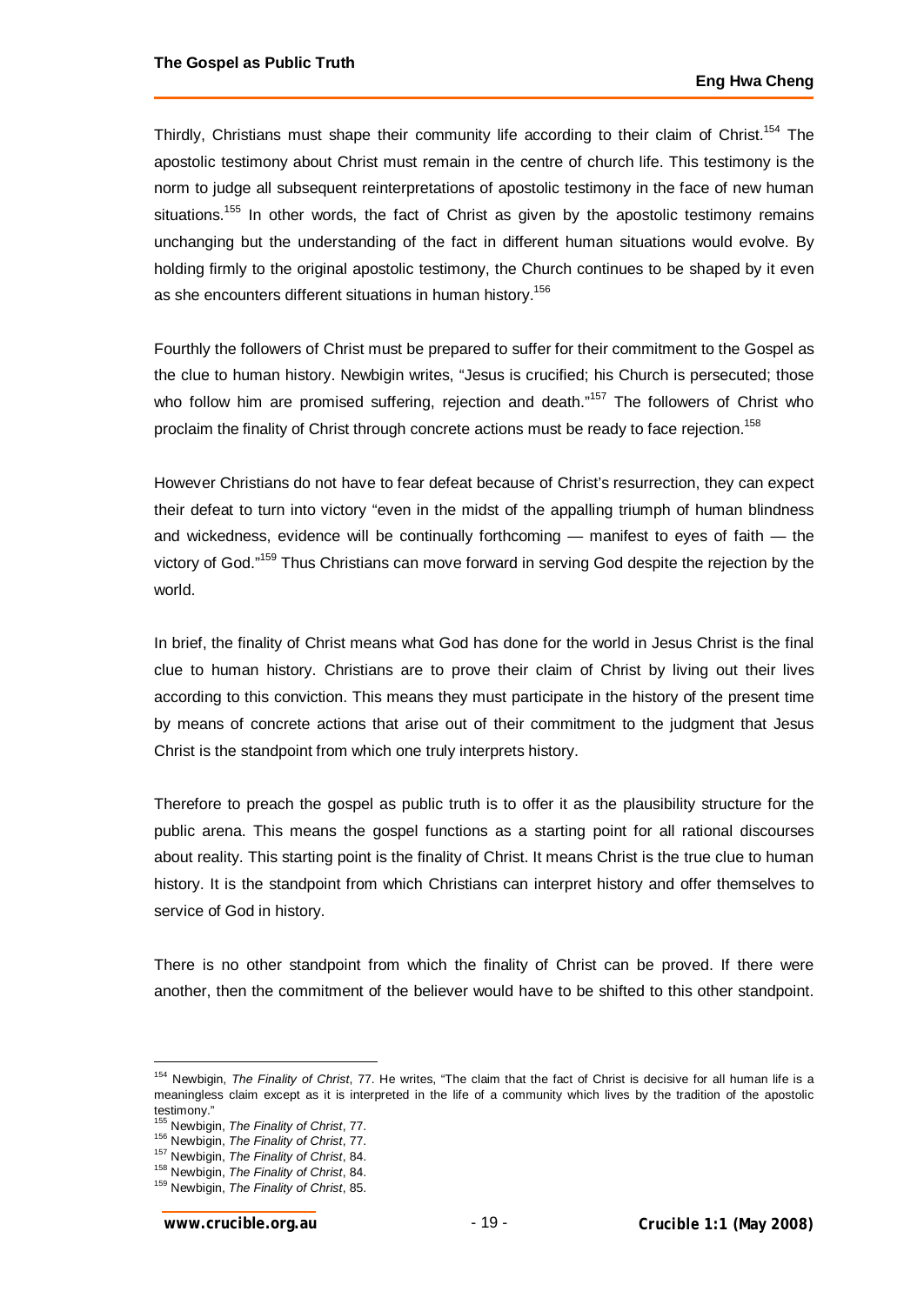Thirdly, Christians must shape their community life according to their claim of Christ.[154] The apostolic testimony about Christ must remain in the centre of church life. This testimony is the norm to judge all subsequent reinterpretations of apostolic testimony in the face of new human situations.[155] In other words, the fact of Christ as given by the apostolic testimony remains unchanging but the understanding of the fact in different human situations would evolve. By holding firmly to the original apostolic testimony, the Church continues to be shaped by it even as she encounters different situations in human history.[156]

Fourthly the followers of Christ must be prepared to suffer for their commitment to the Gospel as the clue to human history. Newbigin writes, "Jesus is crucified; his Church is persecuted; those who follow him are promised suffering, rejection and death."[157] The followers of Christ who proclaim the finality of Christ through concrete actions must be ready to face rejection.[158]

However Christians do not have to fear defeat because of Christ's resurrection, they can expect their defeat to turn into victory "even in the midst of the appalling triumph of human blindness and wickedness, evidence will be continually forthcoming — manifest to eyes of faith — the victory of God."[159] Thus Christians can move forward in serving God despite the rejection by the world.

In brief, the finality of Christ means what God has done for the world in Jesus Christ is the final clue to human history. Christians are to prove their claim of Christ by living out their lives according to this conviction. This means they must participate in the history of the present time by means of concrete actions that arise out of their commitment to the judgment that Jesus Christ is the standpoint from which one truly interprets history.

Therefore to preach the gospel as public truth is to offer it as the plausibility structure for the public arena. This means the gospel functions as a starting point for all rational discourses about reality. This starting point is the finality of Christ. It means Christ is the true clue to human history. It is the standpoint from which Christians can interpret history and offer themselves to service of God in history.

There is no other standpoint from which the finality of Christ can be proved. If there were another, then the commitment of the believer would have to be shifted to this other standpoint.

---

[154] Newbigin, *The Finality of Christ*, 77. He writes, "The claim that the fact of Christ is decisive for all human life is a meaningless claim except as it is interpreted in the life of a community which lives by the tradition of the apostolic testimony."

[155] Newbigin, *The Finality of Christ*, 77.

[156] Newbigin, *The Finality of Christ*, 77.

[157] Newbigin, *The Finality of Christ*, 84.

[158] Newbigin, *The Finality of Christ*, 84.

[159] Newbigin, *The Finality of Christ*, 85.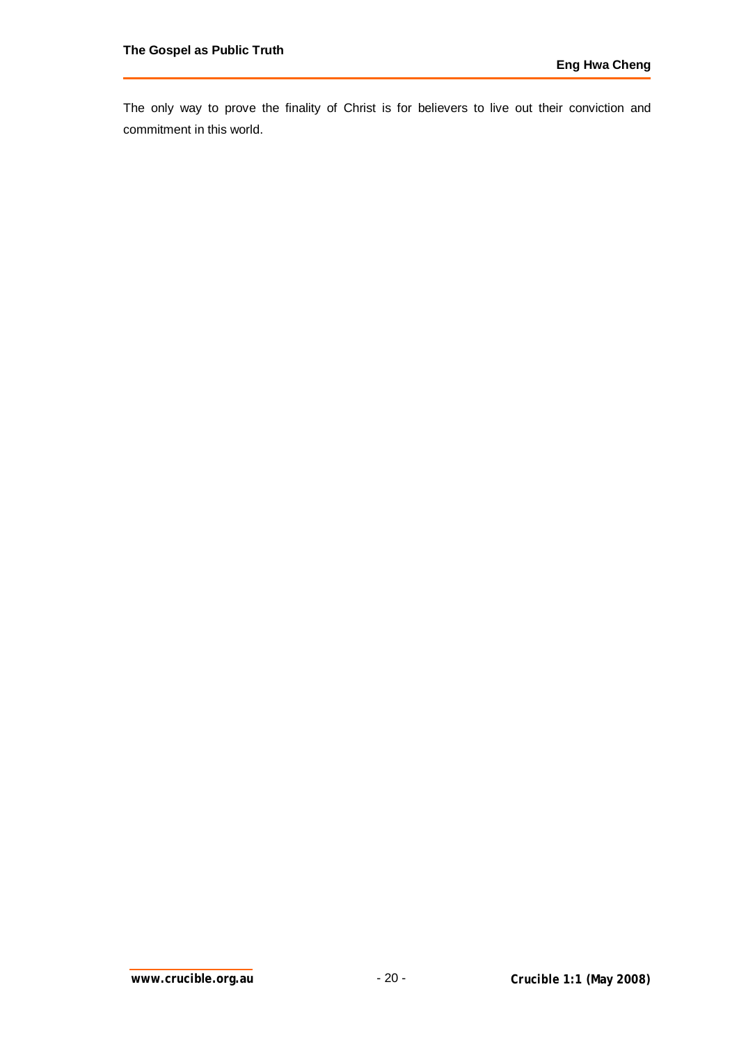The only way to prove the finality of Christ is for believers to live out their conviction and commitment in this world.